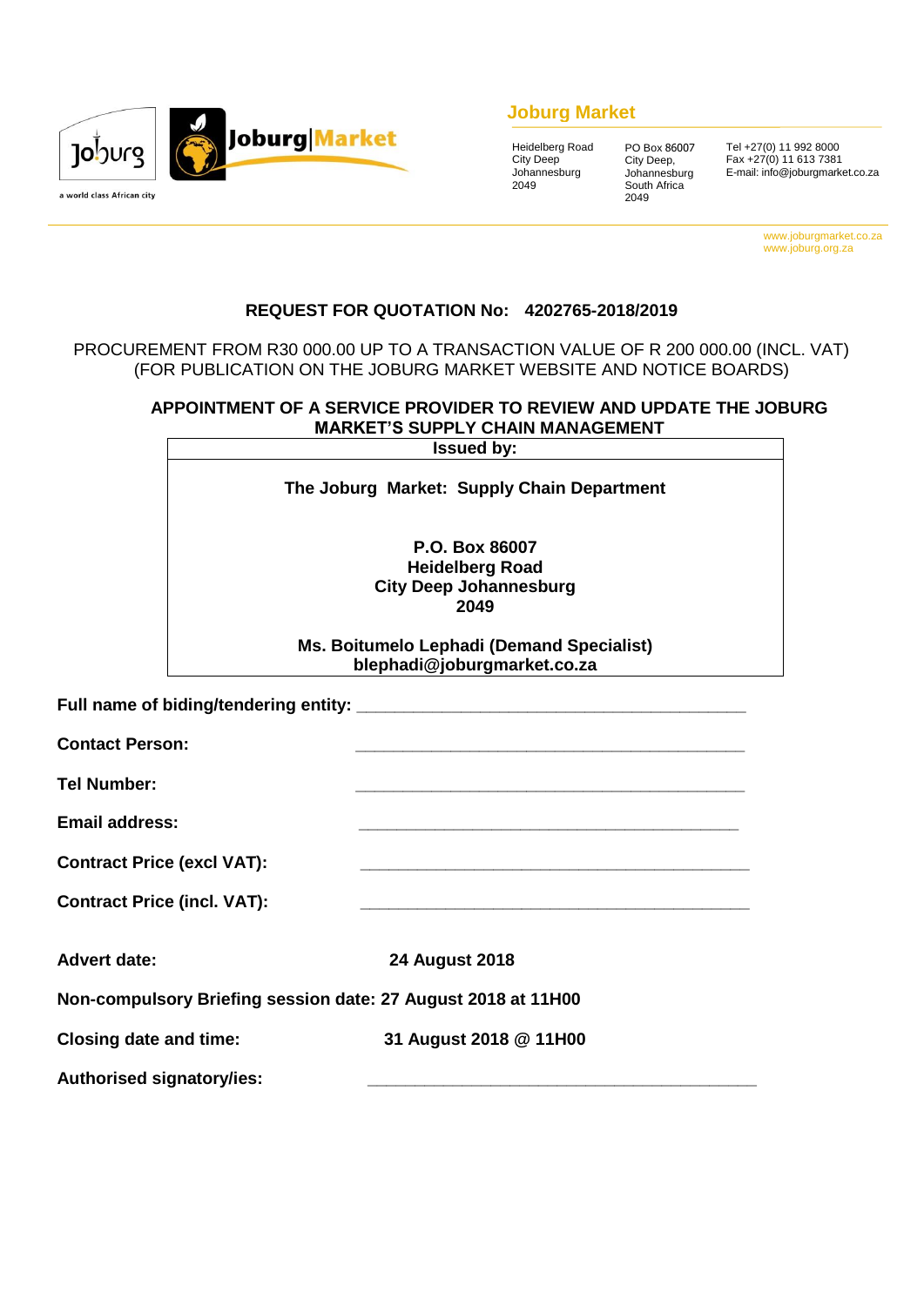## Joburg Market

Heidelberg Road
City Deep
Johannesburg
2049

PO Box 86007
City Deep,
Johannesburg
South Africa
2049

Tel +27(0) 11 992 8000
Fax +27(0) 11 613 7381
E-mail: info@joburgmarket.co.za

www.joburgmarket.co.za
www.joburg.org.za

a world class African city

# REQUEST FOR QUOTATION No: 4202765-2018/2019

PROCUREMENT FROM R30 000.00 UP TO A TRANSACTION VALUE OF R 200 000.00 (INCL. VAT) (FOR PUBLICATION ON THE JOBURG MARKET WEBSITE AND NOTICE BOARDS)

## APPOINTMENT OF A SERVICE PROVIDER TO REVIEW AND UPDATE THE JOBURG MARKET'S SUPPLY CHAIN MANAGEMENT

| Issued by: |
|---|
| **The Joburg Market: Supply Chain Department**<br><br>**P.O. Box 86007**<br>**Heidelberg Road**<br>**City Deep Johannesburg**<br>**2049**<br><br>**Ms. Boitumelo Lephadi (Demand Specialist)**<br>**blephadi@joburgmarket.co.za** |

**Full name of biding/tendering entity:** _______________________________________

**Contact Person:** _______________________________________

**Tel Number:** _______________________________________

**Email address:** _______________________________________

**Contract Price (excl VAT):** _______________________________________

**Contract Price (incl. VAT):** _______________________________________

**Advert date:** **24 August 2018**

**Non-compulsory Briefing session date: 27 August 2018 at 11H00**

**Closing date and time:** **31 August 2018 @ 11H00**

**Authorised signatory/ies:** _______________________________________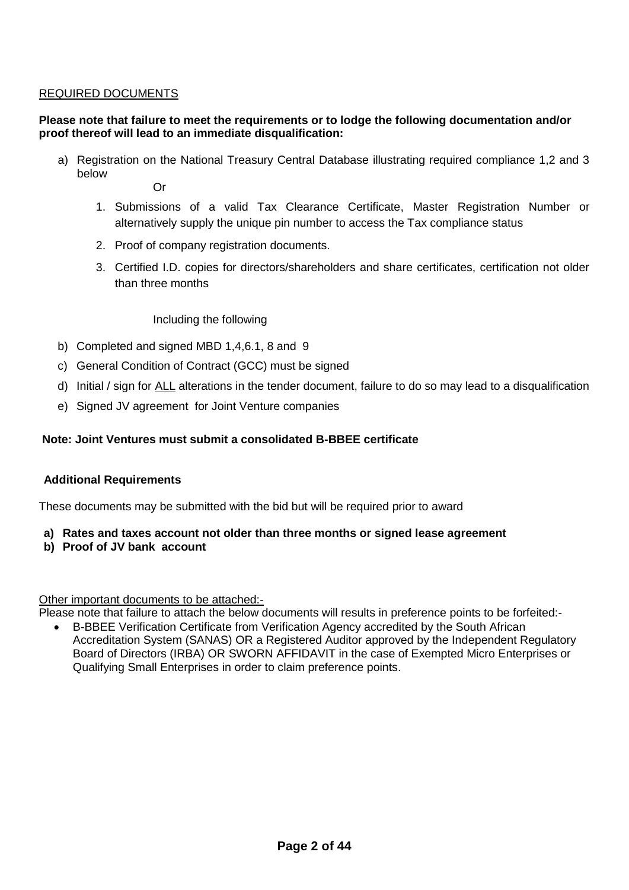<u>REQUIRED DOCUMENTS</u>

**Please note that failure to meet the requirements or to lodge the following documentation and/or proof thereof will lead to an immediate disqualification:**

a) Registration on the National Treasury Central Database illustrating required compliance 1,2 and 3 below

   Or

   1. Submissions of a valid Tax Clearance Certificate, Master Registration Number or alternatively supply the unique pin number to access the Tax compliance status
   2. Proof of company registration documents.
   3. Certified I.D. copies for directors/shareholders and share certificates, certification not older than three months

   Including the following

b) Completed and signed MBD 1,4,6.1, 8 and 9

c) General Condition of Contract (GCC) must be signed

d) Initial / sign for <u>ALL</u> alterations in the tender document, failure to do so may lead to a disqualification

e) Signed JV agreement for Joint Venture companies

**Note: Joint Ventures must submit a consolidated B-BBEE certificate**

**Additional Requirements**

These documents may be submitted with the bid but will be required prior to award

**a) Rates and taxes account not older than three months or signed lease agreement**
**b) Proof of JV bank account**

<u>Other important documents to be attached:-</u>
Please note that failure to attach the below documents will results in preference points to be forfeited:-

- B-BBEE Verification Certificate from Verification Agency accredited by the South African Accreditation System (SANAS) OR a Registered Auditor approved by the Independent Regulatory Board of Directors (IRBA) OR SWORN AFFIDAVIT in the case of Exempted Micro Enterprises or Qualifying Small Enterprises in order to claim preference points.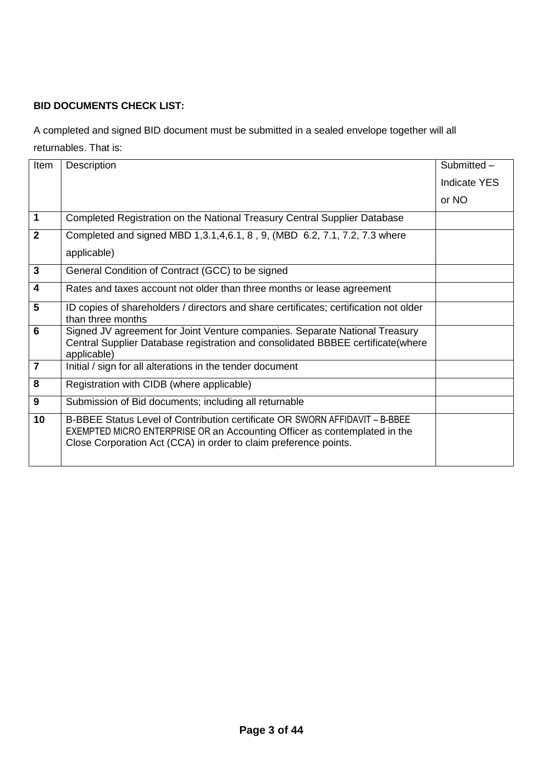**BID DOCUMENTS CHECK LIST:**

A completed and signed BID document must be submitted in a sealed envelope together will all returnables. That is:

| Item | Description | Submitted – Indicate YES or NO |
|---|---|---|
| **1** | Completed Registration on the National Treasury Central Supplier Database | |
| **2** | Completed and signed MBD 1,3.1,4,6.1, 8 , 9, (MBD 6.2, 7.1, 7.2, 7.3 where applicable) | |
| **3** | General Condition of Contract (GCC) to be signed | |
| **4** | Rates and taxes account not older than three months or lease agreement | |
| **5** | ID copies of shareholders / directors and share certificates; certification not older than three months | |
| **6** | Signed JV agreement for Joint Venture companies. Separate National Treasury Central Supplier Database registration and consolidated BBBEE certificate(where applicable) | |
| **7** | Initial / sign for all alterations in the tender document | |
| **8** | Registration with CIDB (where applicable) | |
| **9** | Submission of Bid documents; including all returnable | |
| **10** | B-BBEE Status Level of Contribution certificate OR SWORN AFFIDAVIT – B-BBEE EXEMPTED MICRO ENTERPRISE OR an Accounting Officer as contemplated in the Close Corporation Act (CCA) in order to claim preference points. | |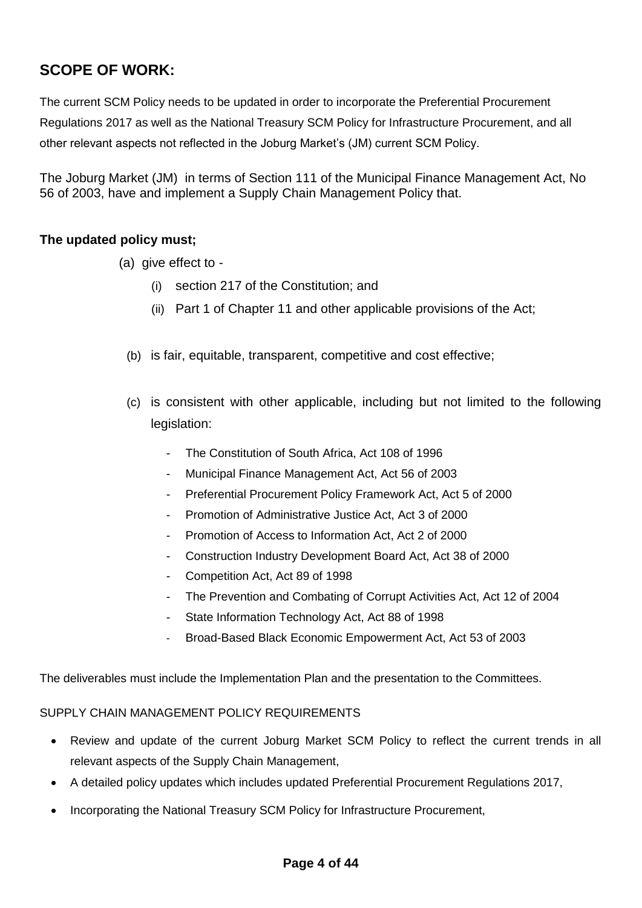## SCOPE OF WORK:

The current SCM Policy needs to be updated in order to incorporate the Preferential Procurement Regulations 2017 as well as the National Treasury SCM Policy for Infrastructure Procurement, and all other relevant aspects not reflected in the Joburg Market's (JM) current SCM Policy.

The Joburg Market (JM) in terms of Section 111 of the Municipal Finance Management Act, No 56 of 2003, have and implement a Supply Chain Management Policy that.

**The updated policy must;**

(a) give effect to -

  (i) section 217 of the Constitution; and

  (ii) Part 1 of Chapter 11 and other applicable provisions of the Act;

(b) is fair, equitable, transparent, competitive and cost effective;

(c) is consistent with other applicable, including but not limited to the following legislation:

- The Constitution of South Africa, Act 108 of 1996
- Municipal Finance Management Act, Act 56 of 2003
- Preferential Procurement Policy Framework Act, Act 5 of 2000
- Promotion of Administrative Justice Act, Act 3 of 2000
- Promotion of Access to Information Act, Act 2 of 2000
- Construction Industry Development Board Act, Act 38 of 2000
- Competition Act, Act 89 of 1998
- The Prevention and Combating of Corrupt Activities Act, Act 12 of 2004
- State Information Technology Act, Act 88 of 1998
- Broad-Based Black Economic Empowerment Act, Act 53 of 2003

The deliverables must include the Implementation Plan and the presentation to the Committees.

SUPPLY CHAIN MANAGEMENT POLICY REQUIREMENTS

- Review and update of the current Joburg Market SCM Policy to reflect the current trends in all relevant aspects of the Supply Chain Management,
- A detailed policy updates which includes updated Preferential Procurement Regulations 2017,
- Incorporating the National Treasury SCM Policy for Infrastructure Procurement,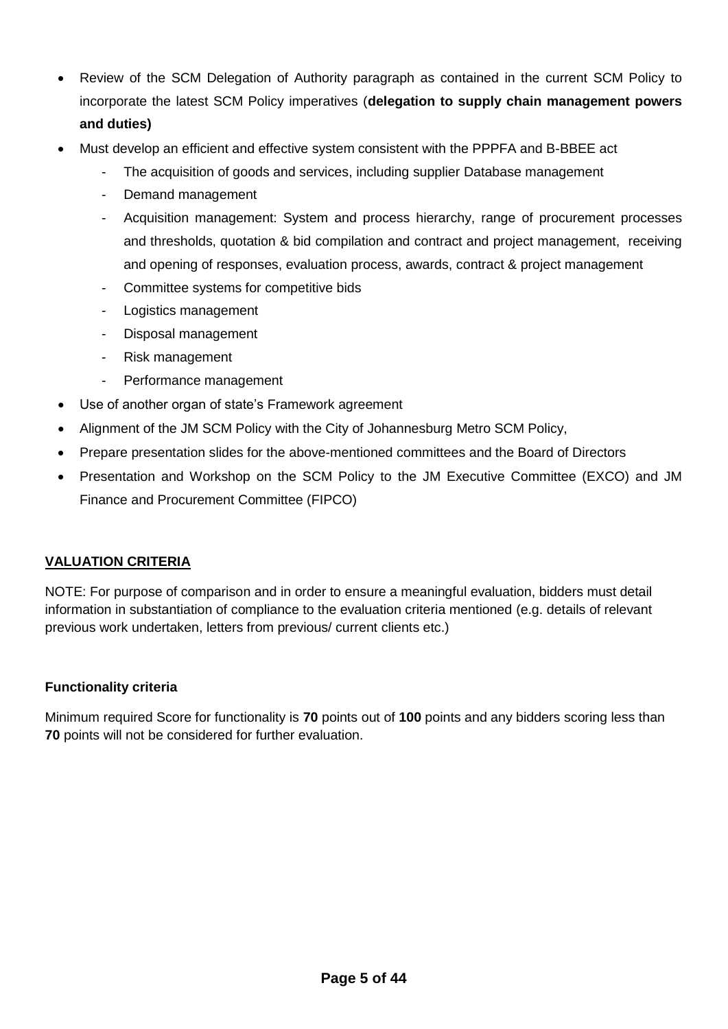- Review of the SCM Delegation of Authority paragraph as contained in the current SCM Policy to incorporate the latest SCM Policy imperatives (**delegation to supply chain management powers and duties)**
- Must develop an efficient and effective system consistent with the PPPFA and B-BBEE act
  - The acquisition of goods and services, including supplier Database management
  - Demand management
  - Acquisition management: System and process hierarchy, range of procurement processes and thresholds, quotation & bid compilation and contract and project management, receiving and opening of responses, evaluation process, awards, contract & project management
  - Committee systems for competitive bids
  - Logistics management
  - Disposal management
  - Risk management
  - Performance management
- Use of another organ of state's Framework agreement
- Alignment of the JM SCM Policy with the City of Johannesburg Metro SCM Policy,
- Prepare presentation slides for the above-mentioned committees and the Board of Directors
- Presentation and Workshop on the SCM Policy to the JM Executive Committee (EXCO) and JM Finance and Procurement Committee (FIPCO)

**<u>VALUATION CRITERIA</u>**

NOTE: For purpose of comparison and in order to ensure a meaningful evaluation, bidders must detail information in substantiation of compliance to the evaluation criteria mentioned (e.g. details of relevant previous work undertaken, letters from previous/ current clients etc.)

**Functionality criteria**

Minimum required Score for functionality is **70** points out of **100** points and any bidders scoring less than **70** points will not be considered for further evaluation.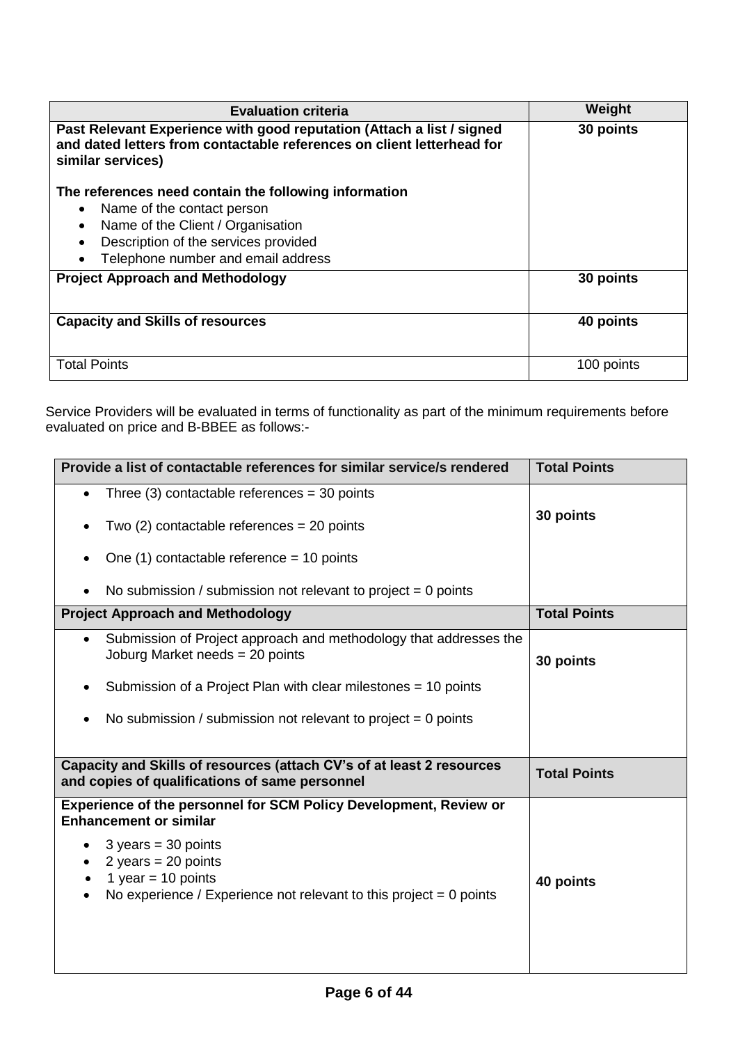| Evaluation criteria | Weight |
|---|---|
| **Past Relevant Experience with good reputation (Attach a list / signed and dated letters from contactable references on client letterhead for similar services)**<br><br>**The references need contain the following information**<br>• Name of the contact person<br>• Name of the Client / Organisation<br>• Description of the services provided<br>• Telephone number and email address | **30 points** |
| **Project Approach and Methodology** | **30 points** |
| **Capacity and Skills of resources** | **40 points** |
| Total Points | 100 points |

Service Providers will be evaluated in terms of functionality as part of the minimum requirements before evaluated on price and B-BBEE as follows:-

| Provide a list of contactable references for similar service/s rendered | Total Points |
|---|---|
| • Three (3) contactable references = 30 points<br>• Two (2) contactable references = 20 points<br>• One (1) contactable reference = 10 points<br>• No submission / submission not relevant to project = 0 points | **30 points** |
| **Project Approach and Methodology** | **Total Points** |
| • Submission of Project approach and methodology that addresses the Joburg Market needs = 20 points<br>• Submission of a Project Plan with clear milestones = 10 points<br>• No submission / submission not relevant to project = 0 points | **30 points** |
| **Capacity and Skills of resources (attach CV's of at least 2 resources and copies of qualifications of same personnel** | **Total Points** |
| **Experience of the personnel for SCM Policy Development, Review or Enhancement or similar**<br>• 3 years = 30 points<br>• 2 years = 20 points<br>• 1 year = 10 points<br>• No experience / Experience not relevant to this project = 0 points | **40 points** |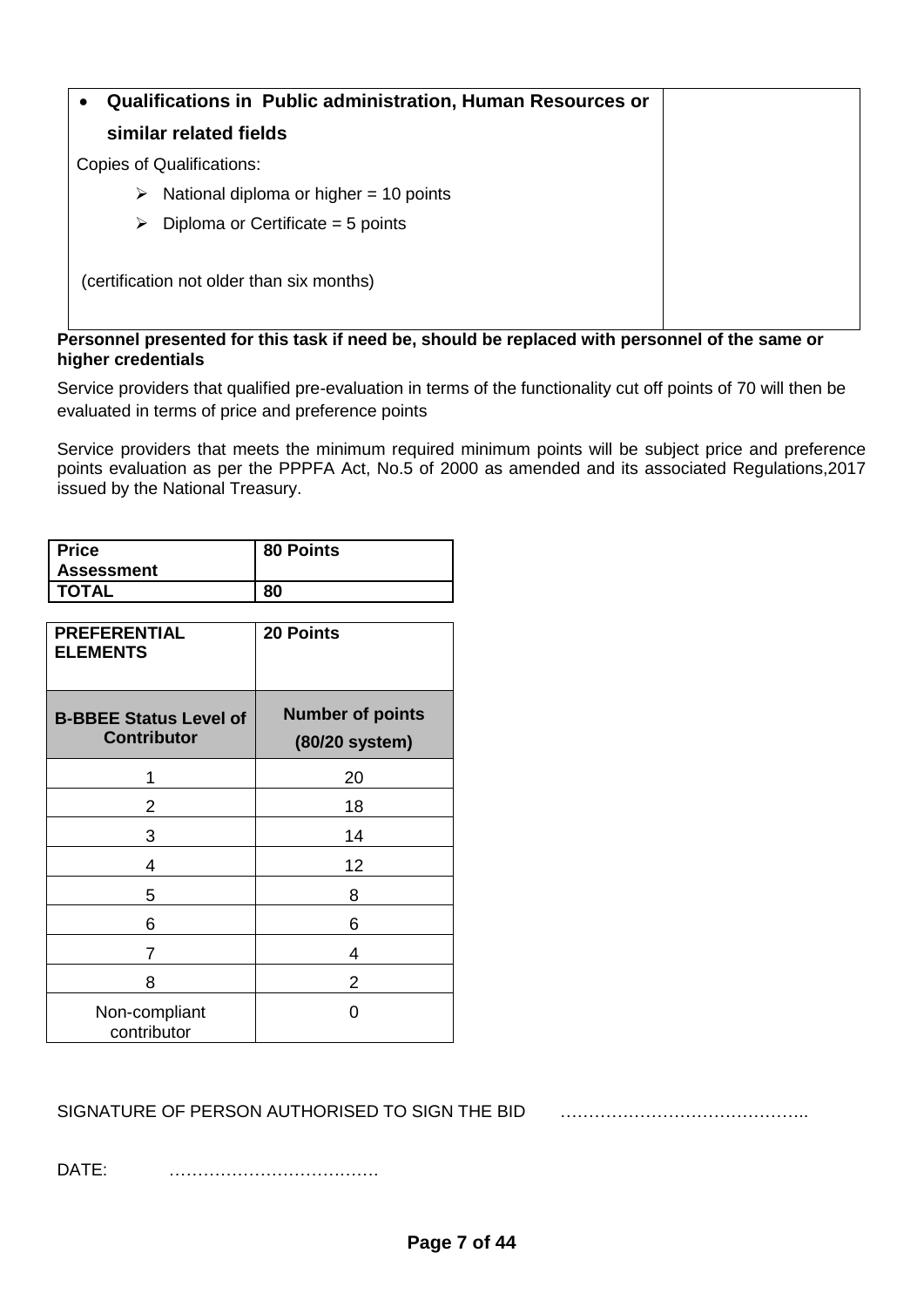| • **Qualifications in Public administration, Human Resources or similar related fields**<br>Copies of Qualifications:<br>➢ National diploma or higher = 10 points<br>➢ Diploma or Certificate = 5 points<br><br>(certification not older than six months) | |
|---|---|

**Personnel presented for this task if need be, should be replaced with personnel of the same or higher credentials**

Service providers that qualified pre-evaluation in terms of the functionality cut off points of 70 will then be evaluated in terms of price and preference points

Service providers that meets the minimum required minimum points will be subject price and preference points evaluation as per the PPPFA Act, No.5 of 2000 as amended and its associated Regulations,2017 issued by the National Treasury.

| **Price Assessment** | **80 Points** |
|---|---|
| **TOTAL** | **80** |

| **PREFERENTIAL ELEMENTS** | **20 Points** |
|---|---|
| **B-BBEE Status Level of Contributor** | **Number of points (80/20 system)** |
| 1 | 20 |
| 2 | 18 |
| 3 | 14 |
| 4 | 12 |
| 5 | 8 |
| 6 | 6 |
| 7 | 4 |
| 8 | 2 |
| Non-compliant contributor | 0 |

SIGNATURE OF PERSON AUTHORISED TO SIGN THE BID ……………………………………..

DATE: ………………………………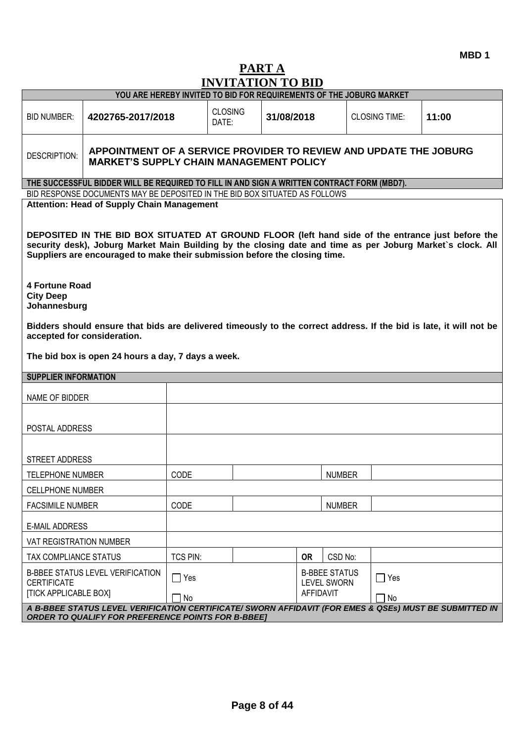MBD 1

# PART A
# INVITATION TO BID

| YOU ARE HEREBY INVITED TO BID FOR REQUIREMENTS OF THE JOBURG MARKET | | | | | |
|---|---|---|---|---|---|
| BID NUMBER: | **4202765-2017/2018** | CLOSING DATE: | **31/08/2018** | CLOSING TIME: | **11:00** |
| DESCRIPTION: | **APPOINTMENT OF A SERVICE PROVIDER TO REVIEW AND UPDATE THE JOBURG MARKET'S SUPPLY CHAIN MANAGEMENT POLICY** | | | | |

**THE SUCCESSFUL BIDDER WILL BE REQUIRED TO FILL IN AND SIGN A WRITTEN CONTRACT FORM (MBD7).**

BID RESPONSE DOCUMENTS MAY BE DEPOSITED IN THE BID BOX SITUATED AS FOLLOWS

**Attention: Head of Supply Chain Management**

**DEPOSITED IN THE BID BOX SITUATED AT GROUND FLOOR (left hand side of the entrance just before the security desk), Joburg Market Main Building by the closing date and time as per Joburg Market`s clock. All Suppliers are encouraged to make their submission before the closing time.**

**4 Fortune Road**
**City Deep**
**Johannesburg**

**Bidders should ensure that bids are delivered timeously to the correct address. If the bid is late, it will not be accepted for consideration.**

**The bid box is open 24 hours a day, 7 days a week.**

| SUPPLIER INFORMATION | | | | | |
|---|---|---|---|---|---|
| NAME OF BIDDER | | | | | |
| POSTAL ADDRESS | | | | | |
| STREET ADDRESS | | | | | |
| TELEPHONE NUMBER | CODE | | | NUMBER | |
| CELLPHONE NUMBER | | | | | |
| FACSIMILE NUMBER | CODE | | | NUMBER | |
| E-MAIL ADDRESS | | | | | |
| VAT REGISTRATION NUMBER | | | | | |
| TAX COMPLIANCE STATUS | TCS PIN: | | OR | CSD No: | |
| B-BBEE STATUS LEVEL VERIFICATION CERTIFICATE [TICK APPLICABLE BOX] | ☐ Yes ☐ No | | B-BBEE STATUS LEVEL SWORN AFFIDAVIT | | ☐ Yes ☐ No |

***A B-BBEE STATUS LEVEL VERIFICATION CERTIFICATE/ SWORN AFFIDAVIT (FOR EMES & QSEs) MUST BE SUBMITTED IN ORDER TO QUALIFY FOR PREFERENCE POINTS FOR B-BBEE]***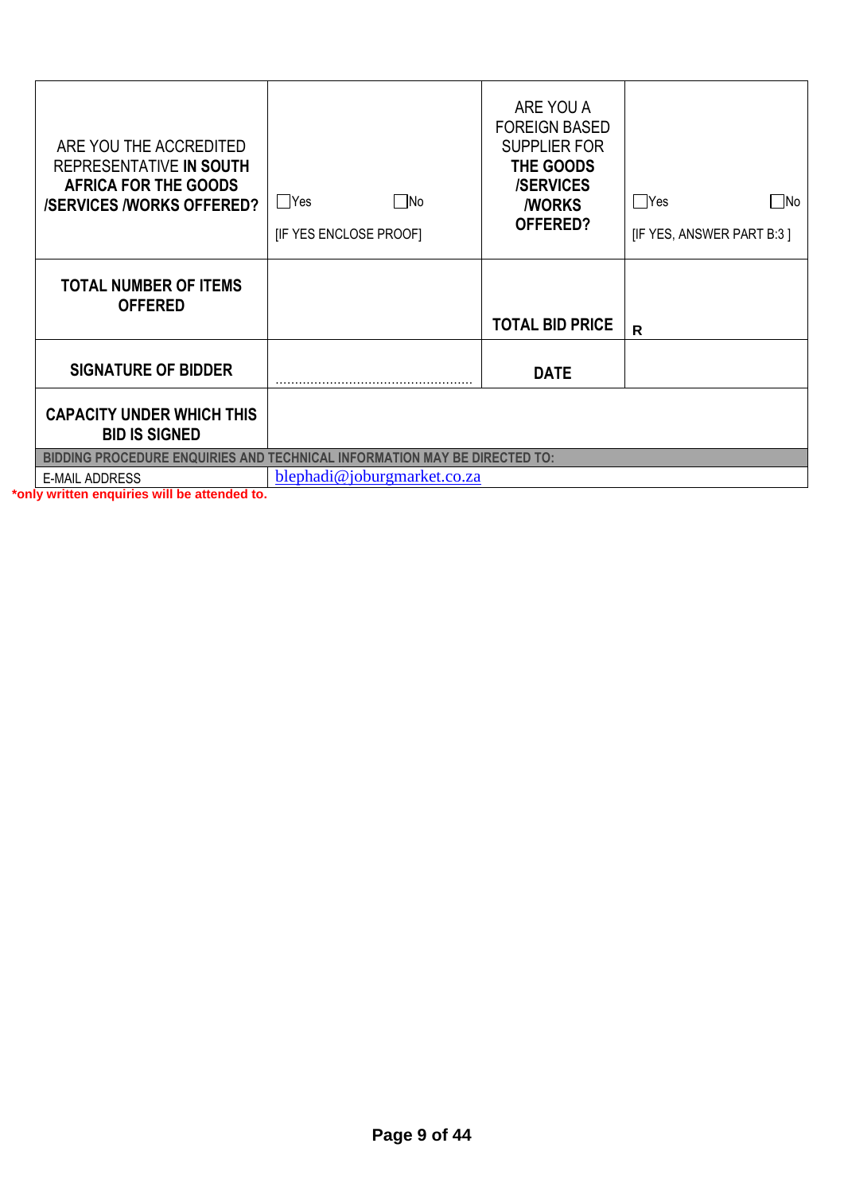| ARE YOU THE ACCREDITED REPRESENTATIVE **IN SOUTH AFRICA FOR THE GOODS /SERVICES /WORKS OFFERED?** | ☐Yes ☐No [IF YES ENCLOSE PROOF] | ARE YOU A FOREIGN BASED SUPPLIER FOR **THE GOODS /SERVICES /WORKS OFFERED?** | ☐Yes ☐No [IF YES, ANSWER PART B:3 ] |
|---|---|---|---|
| **TOTAL NUMBER OF ITEMS OFFERED** | | **TOTAL BID PRICE** | **R** |
| **SIGNATURE OF BIDDER** | ................................................... | **DATE** | |
| **CAPACITY UNDER WHICH THIS BID IS SIGNED** | | | |
| **BIDDING PROCEDURE ENQUIRIES AND TECHNICAL INFORMATION MAY BE DIRECTED TO:** | | | |
| E-MAIL ADDRESS | blephadi@joburgmarket.co.za | | |

***only written enquiries will be attended to.**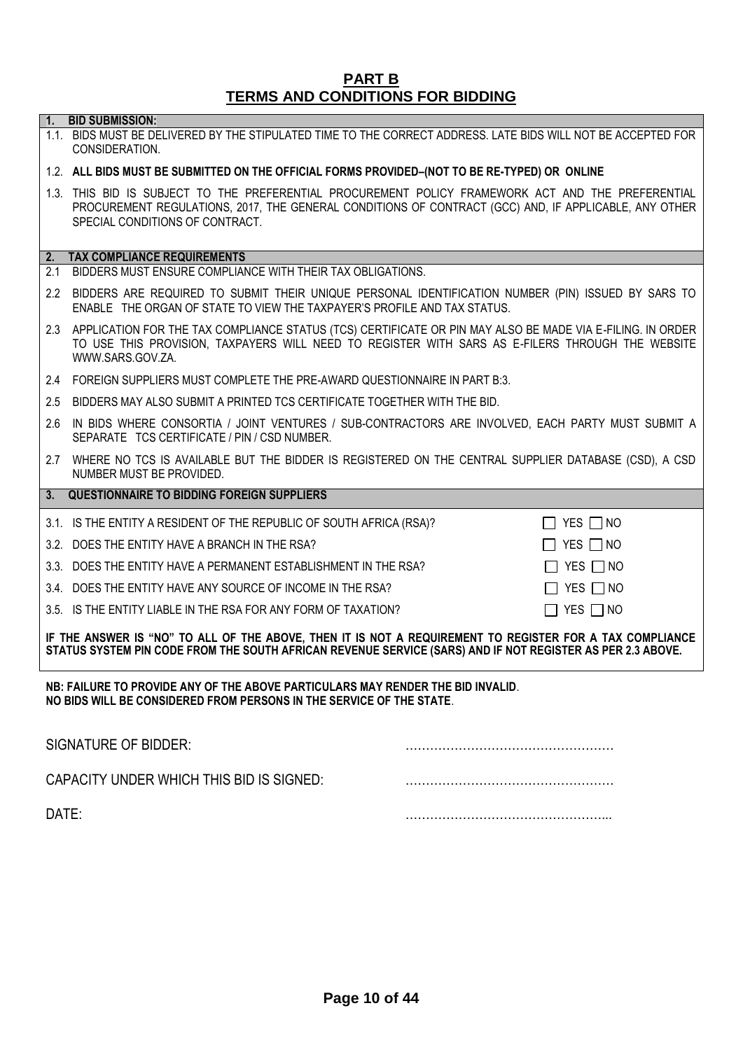## PART B
## TERMS AND CONDITIONS FOR BIDDING

**1. BID SUBMISSION:**

1.1. BIDS MUST BE DELIVERED BY THE STIPULATED TIME TO THE CORRECT ADDRESS. LATE BIDS WILL NOT BE ACCEPTED FOR CONSIDERATION.

1.2. **ALL BIDS MUST BE SUBMITTED ON THE OFFICIAL FORMS PROVIDED–(NOT TO BE RE-TYPED) OR ONLINE**

1.3. THIS BID IS SUBJECT TO THE PREFERENTIAL PROCUREMENT POLICY FRAMEWORK ACT AND THE PREFERENTIAL PROCUREMENT REGULATIONS, 2017, THE GENERAL CONDITIONS OF CONTRACT (GCC) AND, IF APPLICABLE, ANY OTHER SPECIAL CONDITIONS OF CONTRACT.

**2. TAX COMPLIANCE REQUIREMENTS**

2.1 BIDDERS MUST ENSURE COMPLIANCE WITH THEIR TAX OBLIGATIONS.

2.2 BIDDERS ARE REQUIRED TO SUBMIT THEIR UNIQUE PERSONAL IDENTIFICATION NUMBER (PIN) ISSUED BY SARS TO ENABLE THE ORGAN OF STATE TO VIEW THE TAXPAYER'S PROFILE AND TAX STATUS.

2.3 APPLICATION FOR THE TAX COMPLIANCE STATUS (TCS) CERTIFICATE OR PIN MAY ALSO BE MADE VIA E-FILING. IN ORDER TO USE THIS PROVISION, TAXPAYERS WILL NEED TO REGISTER WITH SARS AS E-FILERS THROUGH THE WEBSITE WWW.SARS.GOV.ZA.

2.4 FOREIGN SUPPLIERS MUST COMPLETE THE PRE-AWARD QUESTIONNAIRE IN PART B:3.

2.5 BIDDERS MAY ALSO SUBMIT A PRINTED TCS CERTIFICATE TOGETHER WITH THE BID.

2.6 IN BIDS WHERE CONSORTIA / JOINT VENTURES / SUB-CONTRACTORS ARE INVOLVED, EACH PARTY MUST SUBMIT A SEPARATE TCS CERTIFICATE / PIN / CSD NUMBER.

2.7 WHERE NO TCS IS AVAILABLE BUT THE BIDDER IS REGISTERED ON THE CENTRAL SUPPLIER DATABASE (CSD), A CSD NUMBER MUST BE PROVIDED.

**3. QUESTIONNAIRE TO BIDDING FOREIGN SUPPLIERS**

| | |
|---|---|
| 3.1. IS THE ENTITY A RESIDENT OF THE REPUBLIC OF SOUTH AFRICA (RSA)? | ☐ YES ☐ NO |
| 3.2. DOES THE ENTITY HAVE A BRANCH IN THE RSA? | ☐ YES ☐ NO |
| 3.3. DOES THE ENTITY HAVE A PERMANENT ESTABLISHMENT IN THE RSA? | ☐ YES ☐ NO |
| 3.4. DOES THE ENTITY HAVE ANY SOURCE OF INCOME IN THE RSA? | ☐ YES ☐ NO |
| 3.5. IS THE ENTITY LIABLE IN THE RSA FOR ANY FORM OF TAXATION? | ☐ YES ☐ NO |

**IF THE ANSWER IS "NO" TO ALL OF THE ABOVE, THEN IT IS NOT A REQUIREMENT TO REGISTER FOR A TAX COMPLIANCE STATUS SYSTEM PIN CODE FROM THE SOUTH AFRICAN REVENUE SERVICE (SARS) AND IF NOT REGISTER AS PER 2.3 ABOVE.**

**NB: FAILURE TO PROVIDE ANY OF THE ABOVE PARTICULARS MAY RENDER THE BID INVALID**.
**NO BIDS WILL BE CONSIDERED FROM PERSONS IN THE SERVICE OF THE STATE**.

SIGNATURE OF BIDDER: ……………………………………………

CAPACITY UNDER WHICH THIS BID IS SIGNED: ……………………………………………

DATE: …………………………………………...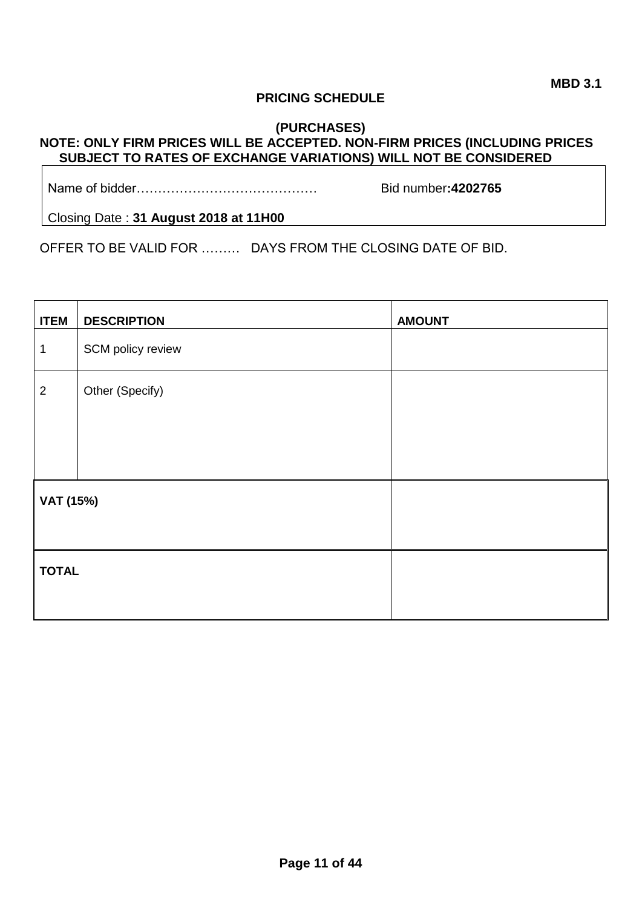**MBD 3.1**

# PRICING SCHEDULE

## (PURCHASES)

**NOTE: ONLY FIRM PRICES WILL BE ACCEPTED. NON-FIRM PRICES (INCLUDING PRICES SUBJECT TO RATES OF EXCHANGE VARIATIONS) WILL NOT BE CONSIDERED**

| Name of bidder…………………………………… | Bid number**:4202765** |
|---|---|
| Closing Date : **31 August 2018 at 11H00** | |

OFFER TO BE VALID FOR ……… DAYS FROM THE CLOSING DATE OF BID.

| ITEM | DESCRIPTION | AMOUNT |
|---|---|---|
| 1 | SCM policy review | |
| 2 | Other (Specify) | |
| **VAT (15%)** | | |
| **TOTAL** | | |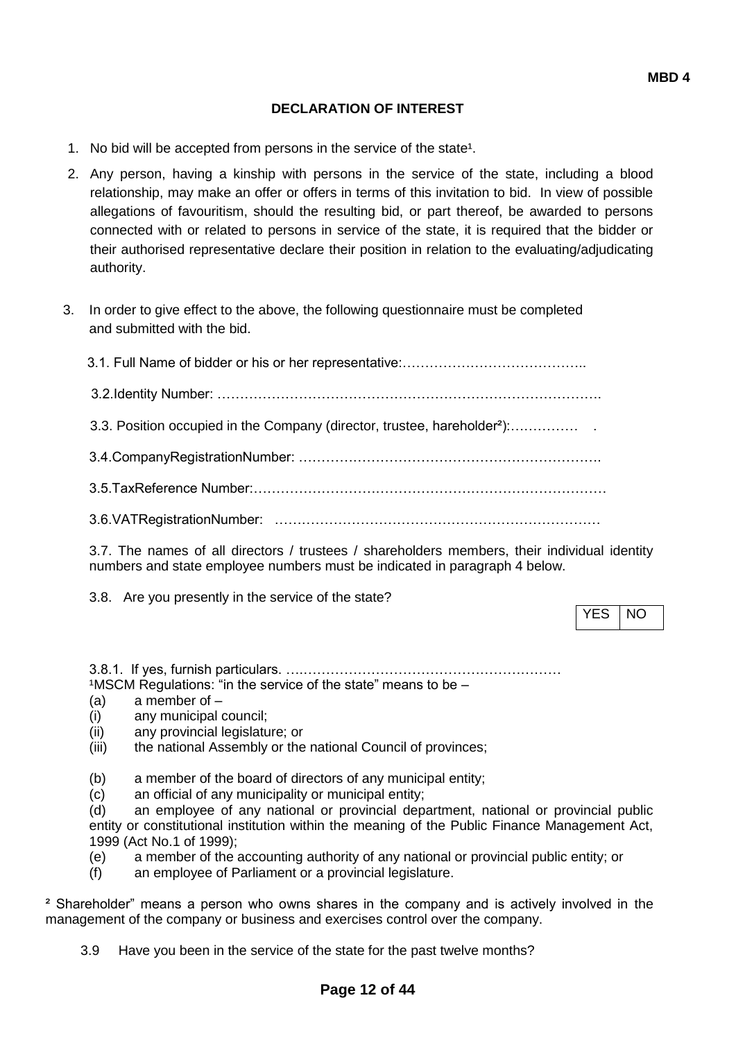**MBD 4**

# DECLARATION OF INTEREST

1. No bid will be accepted from persons in the service of the state[1].
2. Any person, having a kinship with persons in the service of the state, including a blood relationship, may make an offer or offers in terms of this invitation to bid. In view of possible allegations of favouritism, should the resulting bid, or part thereof, be awarded to persons connected with or related to persons in service of the state, it is required that the bidder or their authorised representative declare their position in relation to the evaluating/adjudicating authority.
3. In order to give effect to the above, the following questionnaire must be completed and submitted with the bid.

   3.1. Full Name of bidder or his or her representative:…………………………………..

   3.2.Identity Number: ……………………………………………………………………….

   3.3. Position occupied in the Company (director, trustee, hareholder[2]):…………… .

   3.4.CompanyRegistrationNumber: ……………………………………………………….

   3.5.TaxReference Number:…………………………………………………………………

   3.6.VATRegistrationNumber: ………………………………………………………………

   3.7. The names of all directors / trustees / shareholders members, their individual identity numbers and state employee numbers must be indicated in paragraph 4 below.

   3.8. Are you presently in the service of the state?

   | YES | NO |
   |---|---|

   3.8.1. If yes, furnish particulars. ….……………………………………………………

[1]MSCM Regulations: "in the service of the state" means to be –

(a) a member of –
(i) any municipal council;
(ii) any provincial legislature; or
(iii) the national Assembly or the national Council of provinces;

(b) a member of the board of directors of any municipal entity;
(c) an official of any municipality or municipal entity;
(d) an employee of any national or provincial department, national or provincial public entity or constitutional institution within the meaning of the Public Finance Management Act, 1999 (Act No.1 of 1999);
(e) a member of the accounting authority of any national or provincial public entity; or
(f) an employee of Parliament or a provincial legislature.

[2] Shareholder" means a person who owns shares in the company and is actively involved in the management of the company or business and exercises control over the company.

3.9 Have you been in the service of the state for the past twelve months?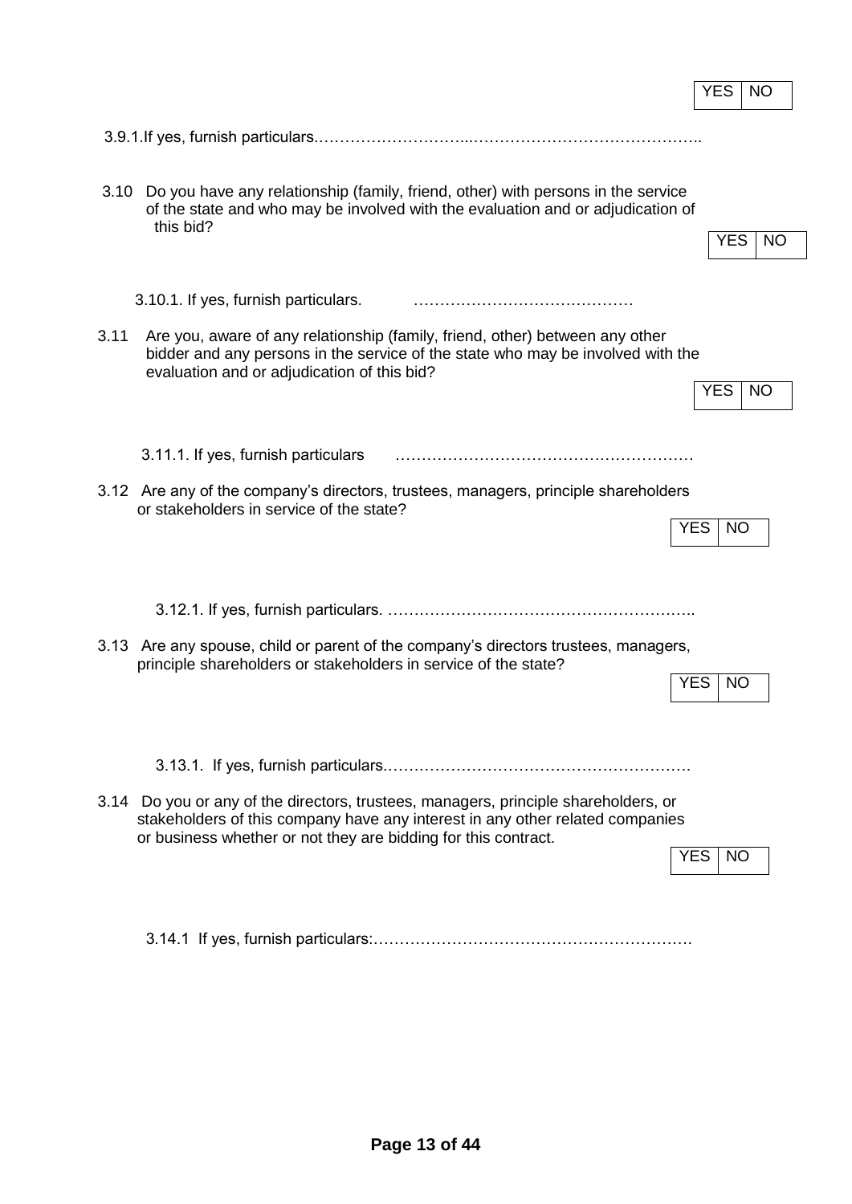| YES | NO |
|---|---|

3.9.1.If yes, furnish particulars.…………………………...……………………………………..

3.10 Do you have any relationship (family, friend, other) with persons in the service of the state and who may be involved with the evaluation and or adjudication of this bid?

| YES | NO |
|---|---|

3.10.1. If yes, furnish particulars. ……………………………………

3.11 Are you, aware of any relationship (family, friend, other) between any other bidder and any persons in the service of the state who may be involved with the evaluation and or adjudication of this bid?

| YES | NO |
|---|---|

3.11.1. If yes, furnish particulars …………………………………………………

3.12 Are any of the company's directors, trustees, managers, principle shareholders or stakeholders in service of the state?

| YES | NO |
|---|---|

3.12.1. If yes, furnish particulars. …………………………………………………..

3.13 Are any spouse, child or parent of the company's directors trustees, managers, principle shareholders or stakeholders in service of the state?

| YES | NO |
|---|---|

3.13.1. If yes, furnish particulars.…………………………………………………

3.14 Do you or any of the directors, trustees, managers, principle shareholders, or stakeholders of this company have any interest in any other related companies or business whether or not they are bidding for this contract.

| YES | NO |
|---|---|

3.14.1 If yes, furnish particulars:……………………………………………………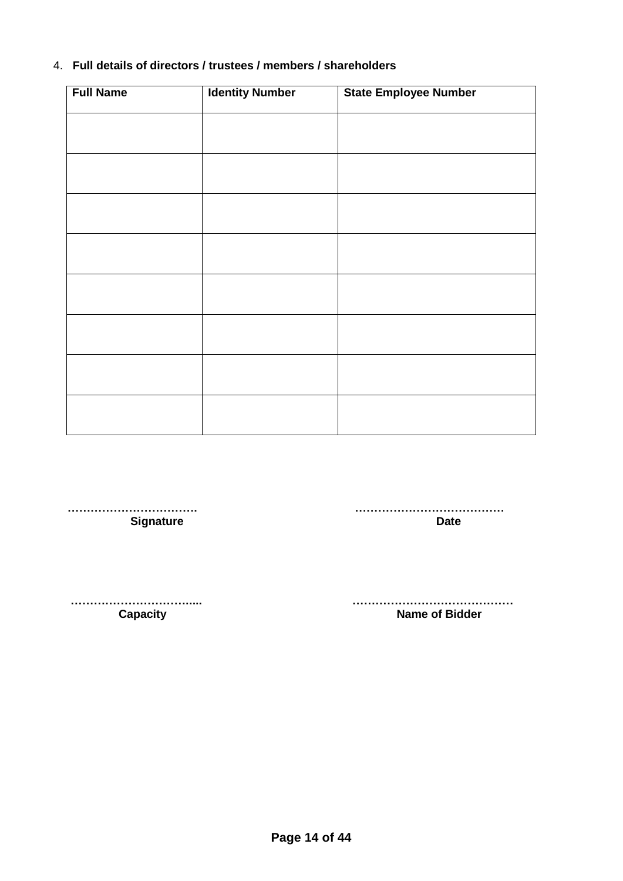4. **Full details of directors / trustees / members / shareholders**

| Full Name | Identity Number | State Employee Number |
|---|---|---|
| | | |
| | | |
| | | |
| | | |
| | | |
| | | |
| | | |
| | | |

…………………………….
**Signature**

…………………………………
**Date**

…………………………....
**Capacity**

……………………………………
**Name of Bidder**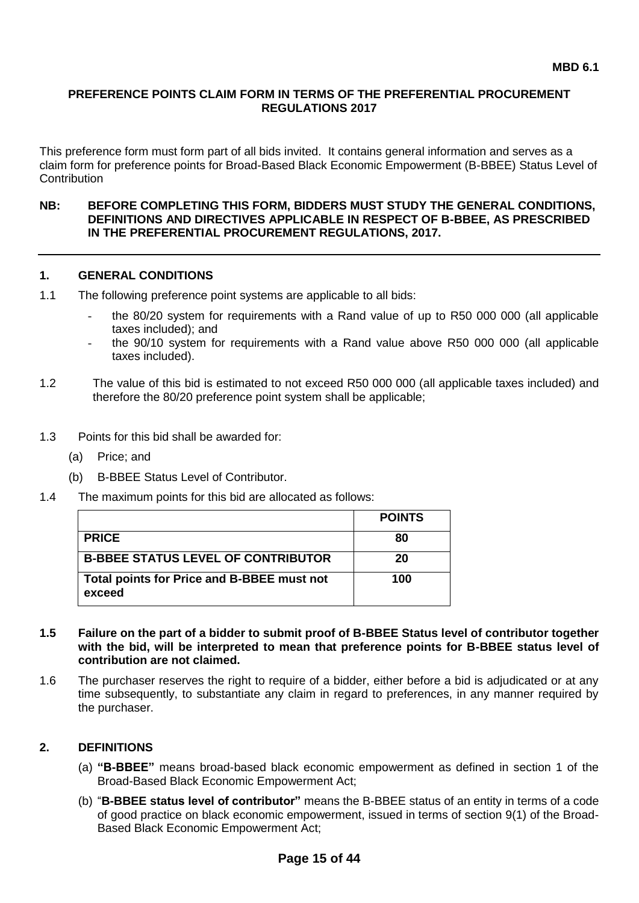**MBD 6.1**

# PREFERENCE POINTS CLAIM FORM IN TERMS OF THE PREFERENTIAL PROCUREMENT REGULATIONS 2017

This preference form must form part of all bids invited. It contains general information and serves as a claim form for preference points for Broad-Based Black Economic Empowerment (B-BBEE) Status Level of Contribution

**NB: BEFORE COMPLETING THIS FORM, BIDDERS MUST STUDY THE GENERAL CONDITIONS, DEFINITIONS AND DIRECTIVES APPLICABLE IN RESPECT OF B-BBEE, AS PRESCRIBED IN THE PREFERENTIAL PROCUREMENT REGULATIONS, 2017.**

## 1. GENERAL CONDITIONS

1.1 The following preference point systems are applicable to all bids:

- the 80/20 system for requirements with a Rand value of up to R50 000 000 (all applicable taxes included); and
- the 90/10 system for requirements with a Rand value above R50 000 000 (all applicable taxes included).

1.2 The value of this bid is estimated to not exceed R50 000 000 (all applicable taxes included) and therefore the 80/20 preference point system shall be applicable;

1.3 Points for this bid shall be awarded for:

(a) Price; and

(b) B-BBEE Status Level of Contributor.

1.4 The maximum points for this bid are allocated as follows:

| | POINTS |
|---|---|
| **PRICE** | **80** |
| **B-BBEE STATUS LEVEL OF CONTRIBUTOR** | **20** |
| **Total points for Price and B-BBEE must not exceed** | **100** |

**1.5 Failure on the part of a bidder to submit proof of B-BBEE Status level of contributor together with the bid, will be interpreted to mean that preference points for B-BBEE status level of contribution are not claimed.**

1.6 The purchaser reserves the right to require of a bidder, either before a bid is adjudicated or at any time subsequently, to substantiate any claim in regard to preferences, in any manner required by the purchaser.

## 2. DEFINITIONS

(a) **"B-BBEE"** means broad-based black economic empowerment as defined in section 1 of the Broad-Based Black Economic Empowerment Act;

(b) "**B-BBEE status level of contributor"** means the B-BBEE status of an entity in terms of a code of good practice on black economic empowerment, issued in terms of section 9(1) of the Broad-Based Black Economic Empowerment Act;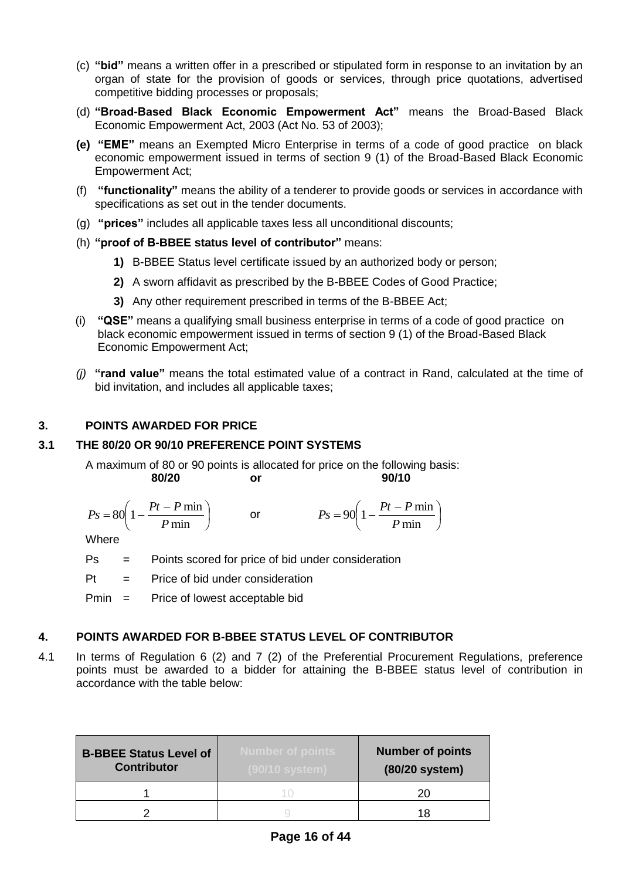(c) **"bid"** means a written offer in a prescribed or stipulated form in response to an invitation by an organ of state for the provision of goods or services, through price quotations, advertised competitive bidding processes or proposals;

(d) **"Broad-Based Black Economic Empowerment Act"** means the Broad-Based Black Economic Empowerment Act, 2003 (Act No. 53 of 2003);

**(e)** **"EME"** means an Exempted Micro Enterprise in terms of a code of good practice on black economic empowerment issued in terms of section 9 (1) of the Broad-Based Black Economic Empowerment Act;

(f) **"functionality"** means the ability of a tenderer to provide goods or services in accordance with specifications as set out in the tender documents.

(g) **"prices"** includes all applicable taxes less all unconditional discounts;

(h) **"proof of B-BBEE status level of contributor"** means:

**1)** B-BBEE Status level certificate issued by an authorized body or person;

**2)** A sworn affidavit as prescribed by the B-BBEE Codes of Good Practice;

**3)** Any other requirement prescribed in terms of the B-BBEE Act;

(i) **"QSE"** means a qualifying small business enterprise in terms of a code of good practice on black economic empowerment issued in terms of section 9 (1) of the Broad-Based Black Economic Empowerment Act;

*(j)* **"rand value"** means the total estimated value of a contract in Rand, calculated at the time of bid invitation, and includes all applicable taxes;

## 3. POINTS AWARDED FOR PRICE

### 3.1 THE 80/20 OR 90/10 PREFERENCE POINT SYSTEMS

A maximum of 80 or 90 points is allocated for price on the following basis:

**80/20** **or** **90/10**

$$Ps = 80\left(1 - \frac{Pt - P\min}{P\min}\right) \quad \text{or} \quad Ps = 90\left(1 - \frac{Pt - P\min}{P\min}\right)$$

Where

Ps = Points scored for price of bid under consideration

Pt = Price of bid under consideration

Pmin = Price of lowest acceptable bid

## 4. POINTS AWARDED FOR B-BBEE STATUS LEVEL OF CONTRIBUTOR

4.1 In terms of Regulation 6 (2) and 7 (2) of the Preferential Procurement Regulations, preference points must be awarded to a bidder for attaining the B-BBEE status level of contribution in accordance with the table below:

| B-BBEE Status Level of Contributor | Number of points (90/10 system) | Number of points (80/20 system) |
|---|---|---|
| 1 | 10 | 20 |
| 2 | 9 | 18 |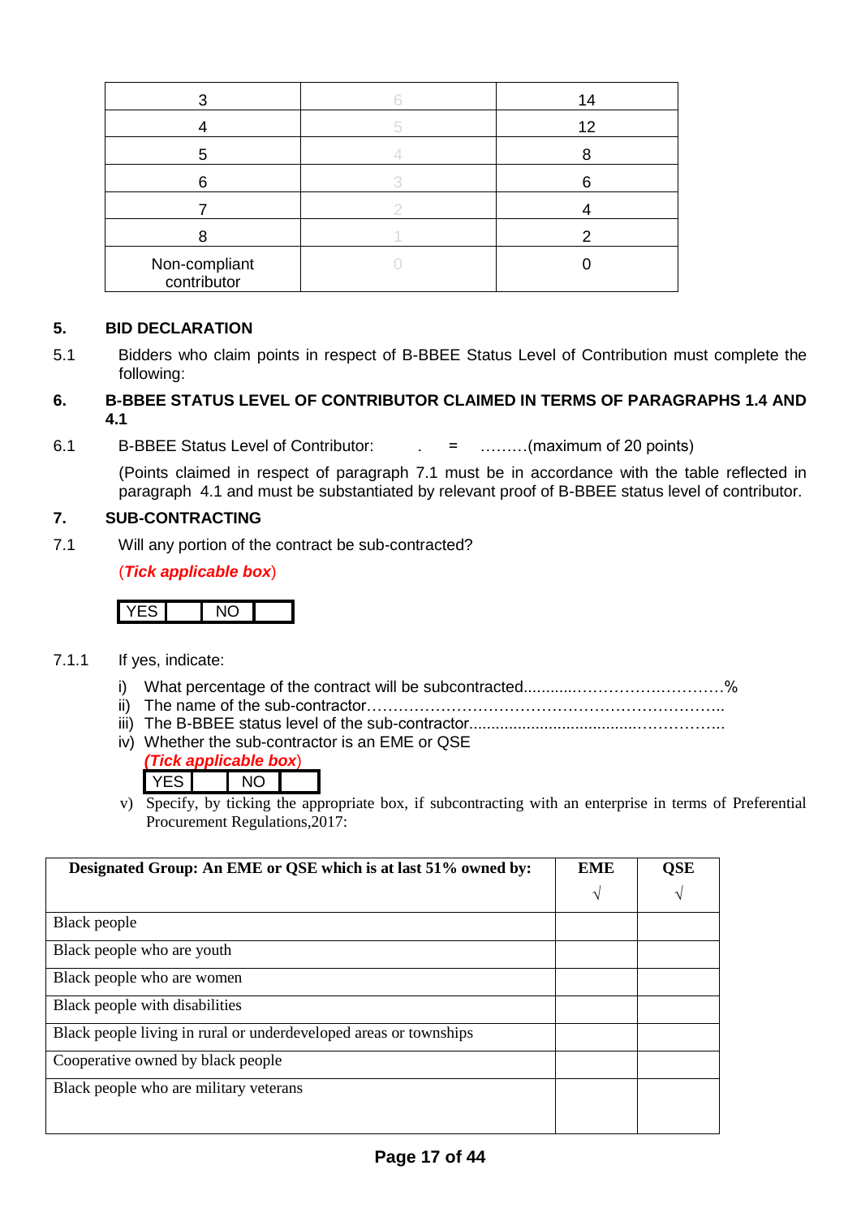| 3 | 6 | 14 |
|---|---|---|
| 4 | 5 | 12 |
| 5 | 4 | 8 |
| 6 | 3 | 6 |
| 7 | 2 | 4 |
| 8 | 1 | 2 |
| Non-compliant contributor | 0 | 0 |

## 5. BID DECLARATION

5.1 Bidders who claim points in respect of B-BBEE Status Level of Contribution must complete the following:

## 6. B-BBEE STATUS LEVEL OF CONTRIBUTOR CLAIMED IN TERMS OF PARAGRAPHS 1.4 AND 4.1

6.1 B-BBEE Status Level of Contributor: . = ………(maximum of 20 points)

(Points claimed in respect of paragraph 7.1 must be in accordance with the table reflected in paragraph 4.1 and must be substantiated by relevant proof of B-BBEE status level of contributor.

## 7. SUB-CONTRACTING

7.1 Will any portion of the contract be sub-contracted?

(***Tick applicable box***)

| YES | | NO | |
|---|---|---|---|

7.1.1 If yes, indicate:

i) What percentage of the contract will be subcontracted............…………….…………%
ii) The name of the sub-contractor…………………………………………………………..
iii) The B-BBEE status level of the sub-contractor......................................……………..
iv) Whether the sub-contractor is an EME or QSE

(***Tick applicable box***)

| YES | | NO | |
|---|---|---|---|

v) Specify, by ticking the appropriate box, if subcontracting with an enterprise in terms of Preferential Procurement Regulations,2017:

| Designated Group: An EME or QSE which is at last 51% owned by: | EME √ | QSE √ |
|---|---|---|
| Black people | | |
| Black people who are youth | | |
| Black people who are women | | |
| Black people with disabilities | | |
| Black people living in rural or underdeveloped areas or townships | | |
| Cooperative owned by black people | | |
| Black people who are military veterans | | |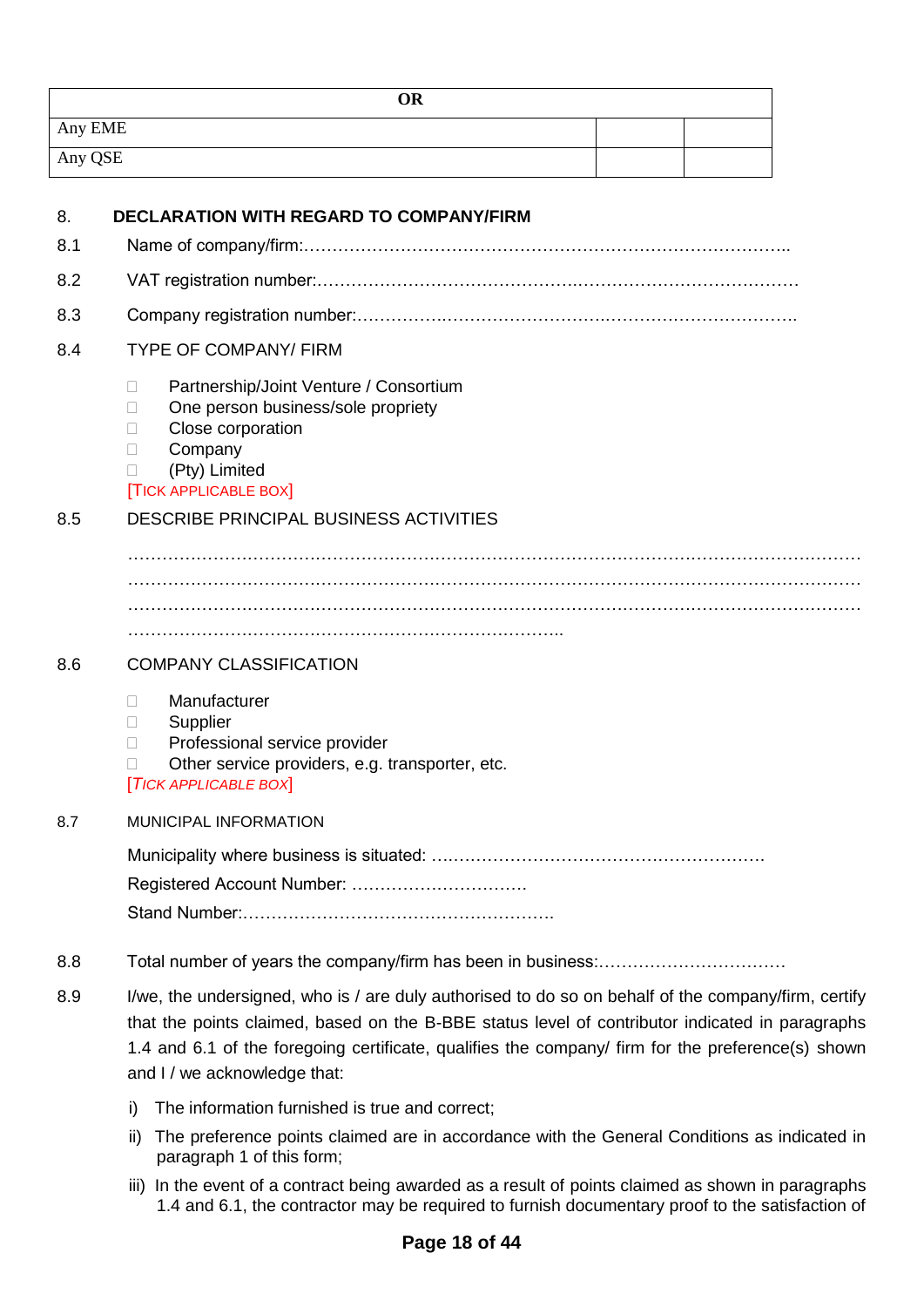| OR | | |
|---|---|---|
| Any EME | | |
| Any QSE | | |

## 8. DECLARATION WITH REGARD TO COMPANY/FIRM

8.1 Name of company/firm:…………………………………………………………………………..

8.2 VAT registration number:……………………………………….…………………………………

8.3 Company registration number:…………….……………………….…………………………….

8.4 TYPE OF COMPANY/ FIRM

- ☐ Partnership/Joint Venture / Consortium
- ☐ One person business/sole propriety
- ☐ Close corporation
- ☐ Company
- ☐ (Pty) Limited

[TICK APPLICABLE BOX]

8.5 DESCRIBE PRINCIPAL BUSINESS ACTIVITIES

…………………………………………………………………………………………………………………
…………………………………………………………………………………………………………………
…………………………………………………………………………………………………………………
………………………………………………………………………..

8.6 COMPANY CLASSIFICATION

- ☐ Manufacturer
- ☐ Supplier
- ☐ Professional service provider
- ☐ Other service providers, e.g. transporter, etc.

*[TICK APPLICABLE BOX]*

8.7 MUNICIPAL INFORMATION

Municipality where business is situated: ….………………………………………………….

Registered Account Number: ………………………….

Stand Number:……………………………………………….

8.8 Total number of years the company/firm has been in business:……………………………

8.9 I/we, the undersigned, who is / are duly authorised to do so on behalf of the company/firm, certify that the points claimed, based on the B-BBE status level of contributor indicated in paragraphs 1.4 and 6.1 of the foregoing certificate, qualifies the company/ firm for the preference(s) shown and I / we acknowledge that:

i) The information furnished is true and correct;

ii) The preference points claimed are in accordance with the General Conditions as indicated in paragraph 1 of this form;

iii) In the event of a contract being awarded as a result of points claimed as shown in paragraphs 1.4 and 6.1, the contractor may be required to furnish documentary proof to the satisfaction of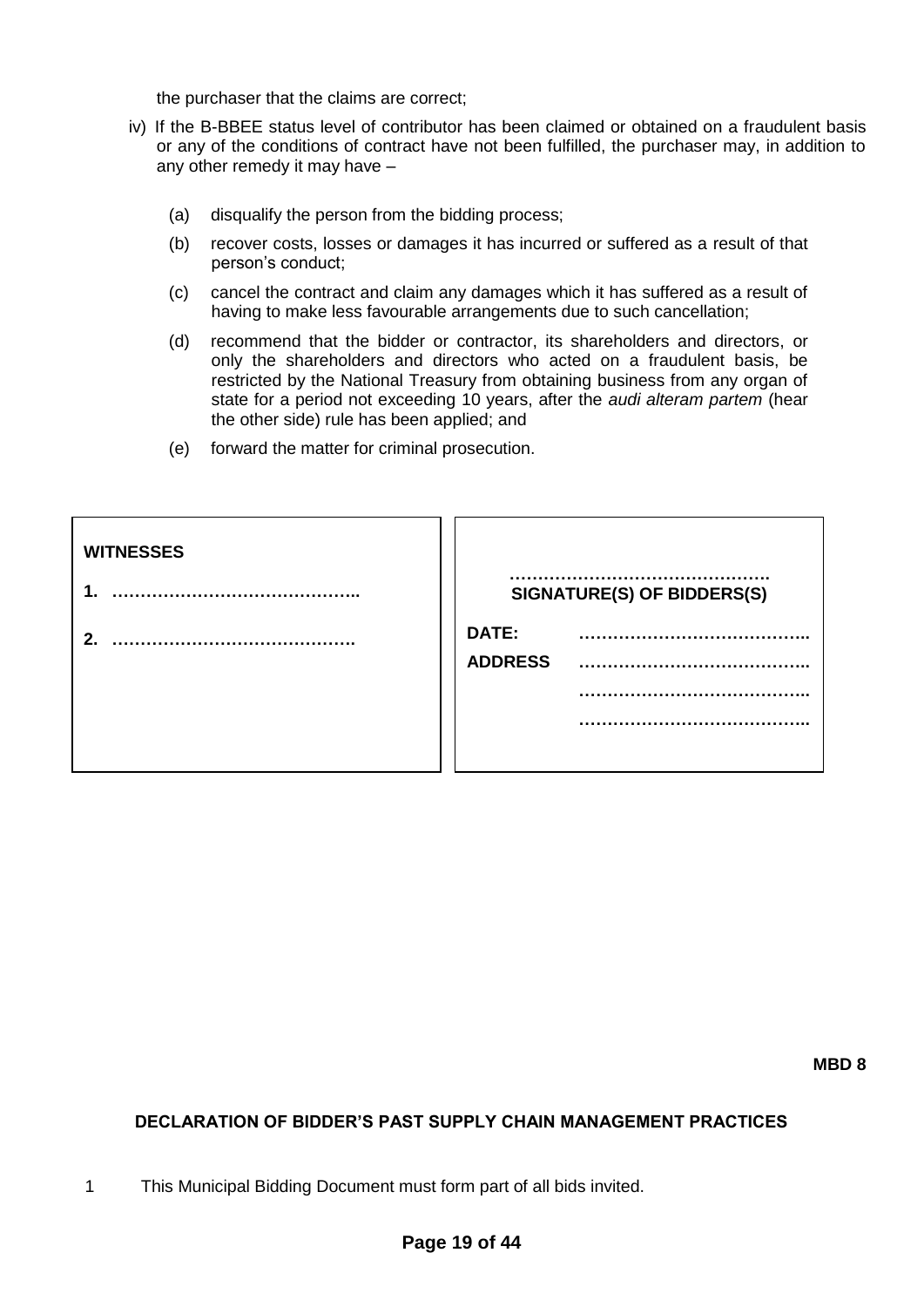the purchaser that the claims are correct;

iv) If the B-BBEE status level of contributor has been claimed or obtained on a fraudulent basis or any of the conditions of contract have not been fulfilled, the purchaser may, in addition to any other remedy it may have –

(a) disqualify the person from the bidding process;

(b) recover costs, losses or damages it has incurred or suffered as a result of that person's conduct;

(c) cancel the contract and claim any damages which it has suffered as a result of having to make less favourable arrangements due to such cancellation;

(d) recommend that the bidder or contractor, its shareholders and directors, or only the shareholders and directors who acted on a fraudulent basis, be restricted by the National Treasury from obtaining business from any organ of state for a period not exceeding 10 years, after the *audi alteram partem* (hear the other side) rule has been applied; and

(e) forward the matter for criminal prosecution.

| WITNESSES | |
|---|---|
| 1. …………………………………….. | ……………………………………….<br>**SIGNATURE(S) OF BIDDERS(S)** |
| 2. ……………………………………. | **DATE:** ………………………………….. |
| | **ADDRESS** ………………………………….. |
| | ………………………………….. |
| | ………………………………….. |

**MBD 8**

## DECLARATION OF BIDDER'S PAST SUPPLY CHAIN MANAGEMENT PRACTICES

1 This Municipal Bidding Document must form part of all bids invited.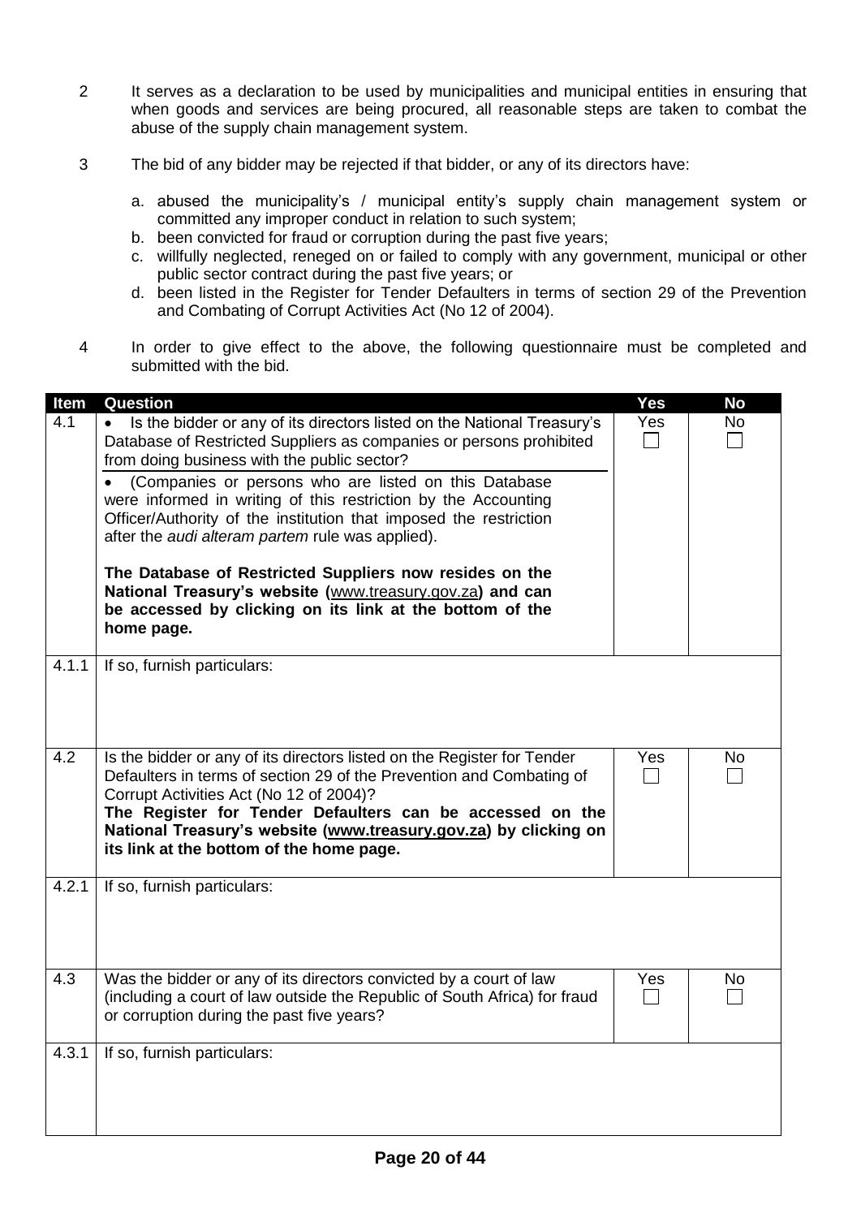2. It serves as a declaration to be used by municipalities and municipal entities in ensuring that when goods and services are being procured, all reasonable steps are taken to combat the abuse of the supply chain management system.

3. The bid of any bidder may be rejected if that bidder, or any of its directors have:

   a. abused the municipality's / municipal entity's supply chain management system or committed any improper conduct in relation to such system;
   b. been convicted for fraud or corruption during the past five years;
   c. willfully neglected, reneged on or failed to comply with any government, municipal or other public sector contract during the past five years; or
   d. been listed in the Register for Tender Defaulters in terms of section 29 of the Prevention and Combating of Corrupt Activities Act (No 12 of 2004).

4. In order to give effect to the above, the following questionnaire must be completed and submitted with the bid.

| Item | Question | Yes | No |
|---|---|---|---|
| 4.1 | • Is the bidder or any of its directors listed on the National Treasury's Database of Restricted Suppliers as companies or persons prohibited from doing business with the public sector?<br>• (Companies or persons who are listed on this Database were informed in writing of this restriction by the Accounting Officer/Authority of the institution that imposed the restriction after the *audi alteram partem* rule was applied).<br><br>**The Database of Restricted Suppliers now resides on the National Treasury's website (www.treasury.gov.za) and can be accessed by clicking on its link at the bottom of the home page.** | Yes ☐ | No ☐ |
| 4.1.1 | If so, furnish particulars: | | |
| 4.2 | Is the bidder or any of its directors listed on the Register for Tender Defaulters in terms of section 29 of the Prevention and Combating of Corrupt Activities Act (No 12 of 2004)?<br>**The Register for Tender Defaulters can be accessed on the National Treasury's website (www.treasury.gov.za) by clicking on its link at the bottom of the home page.** | Yes ☐ | No ☐ |
| 4.2.1 | If so, furnish particulars: | | |
| 4.3 | Was the bidder or any of its directors convicted by a court of law (including a court of law outside the Republic of South Africa) for fraud or corruption during the past five years? | Yes ☐ | No ☐ |
| 4.3.1 | If so, furnish particulars: | | |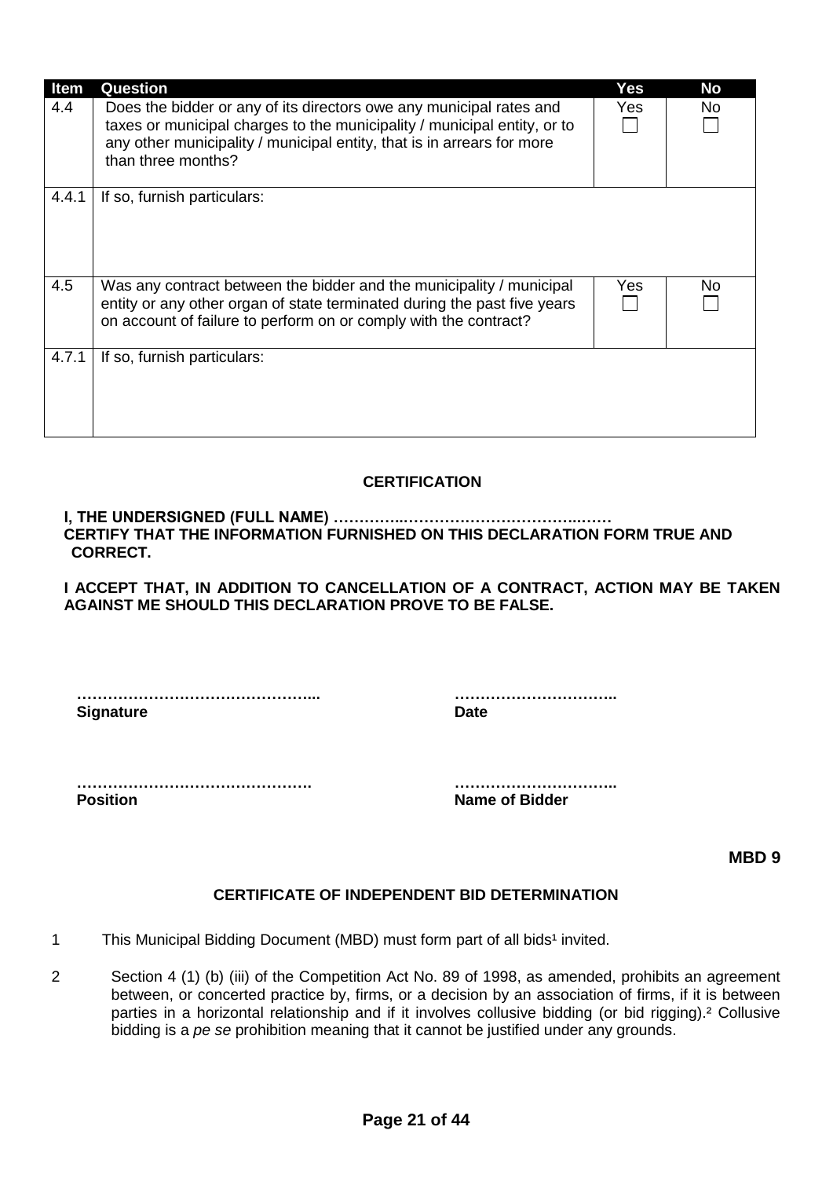| Item | Question | Yes | No |
|---|---|---|---|
| 4.4 | Does the bidder or any of its directors owe any municipal rates and taxes or municipal charges to the municipality / municipal entity, or to any other municipality / municipal entity, that is in arrears for more than three months? | Yes ☐ | No ☐ |
| 4.4.1 | If so, furnish particulars: | | |
| 4.5 | Was any contract between the bidder and the municipality / municipal entity or any other organ of state terminated during the past five years on account of failure to perform on or comply with the contract? | Yes ☐ | No ☐ |
| 4.7.1 | If so, furnish particulars: | | |

**CERTIFICATION**

**I, THE UNDERSIGNED (FULL NAME) …………..………………………..…… CERTIFY THAT THE INFORMATION FURNISHED ON THIS DECLARATION FORM TRUE AND CORRECT.**

**I ACCEPT THAT, IN ADDITION TO CANCELLATION OF A CONTRACT, ACTION MAY BE TAKEN AGAINST ME SHOULD THIS DECLARATION PROVE TO BE FALSE.**

**………………………………………...** **Signature** &nbsp;&nbsp;&nbsp;&nbsp; **…………………………..** **Date**

**……………………………………….** **Position** &nbsp;&nbsp;&nbsp;&nbsp; **…………………………..** **Name of Bidder**

**MBD 9**

## CERTIFICATE OF INDEPENDENT BID DETERMINATION

1. This Municipal Bidding Document (MBD) must form part of all bids[1] invited.

2. Section 4 (1) (b) (iii) of the Competition Act No. 89 of 1998, as amended, prohibits an agreement between, or concerted practice by, firms, or a decision by an association of firms, if it is between parties in a horizontal relationship and if it involves collusive bidding (or bid rigging).[2] Collusive bidding is a *pe se* prohibition meaning that it cannot be justified under any grounds.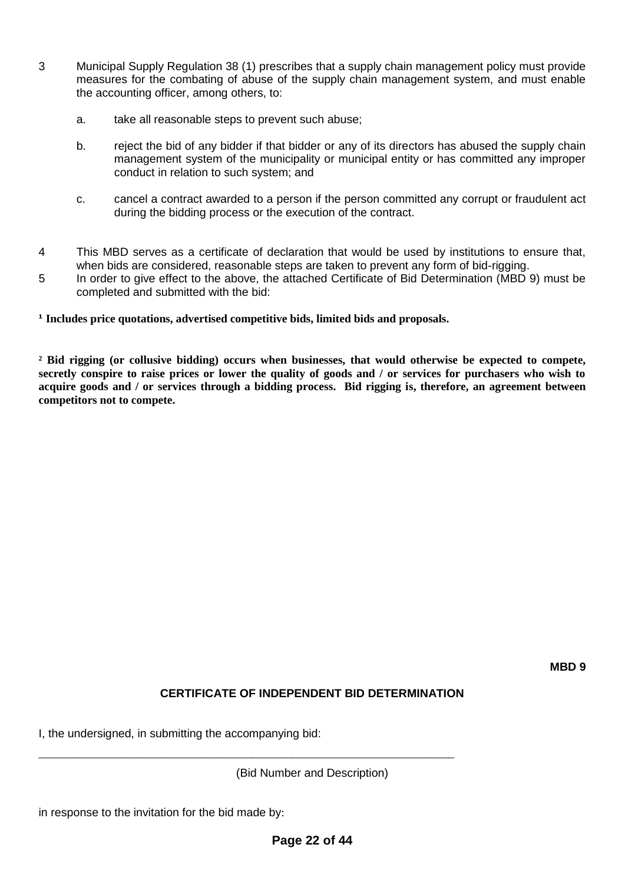3 Municipal Supply Regulation 38 (1) prescribes that a supply chain management policy must provide measures for the combating of abuse of the supply chain management system, and must enable the accounting officer, among others, to:

   a. take all reasonable steps to prevent such abuse;

   b. reject the bid of any bidder if that bidder or any of its directors has abused the supply chain management system of the municipality or municipal entity or has committed any improper conduct in relation to such system; and

   c. cancel a contract awarded to a person if the person committed any corrupt or fraudulent act during the bidding process or the execution of the contract.

4 This MBD serves as a certificate of declaration that would be used by institutions to ensure that, when bids are considered, reasonable steps are taken to prevent any form of bid-rigging.

5 In order to give effect to the above, the attached Certificate of Bid Determination (MBD 9) must be completed and submitted with the bid:

**[1] Includes price quotations, advertised competitive bids, limited bids and proposals.**

**[2] Bid rigging (or collusive bidding) occurs when businesses, that would otherwise be expected to compete, secretly conspire to raise prices or lower the quality of goods and / or services for purchasers who wish to acquire goods and / or services through a bidding process. Bid rigging is, therefore, an agreement between competitors not to compete.**

**MBD 9**

## CERTIFICATE OF INDEPENDENT BID DETERMINATION

I, the undersigned, in submitting the accompanying bid:

______________________________________________________________________

(Bid Number and Description)

in response to the invitation for the bid made by: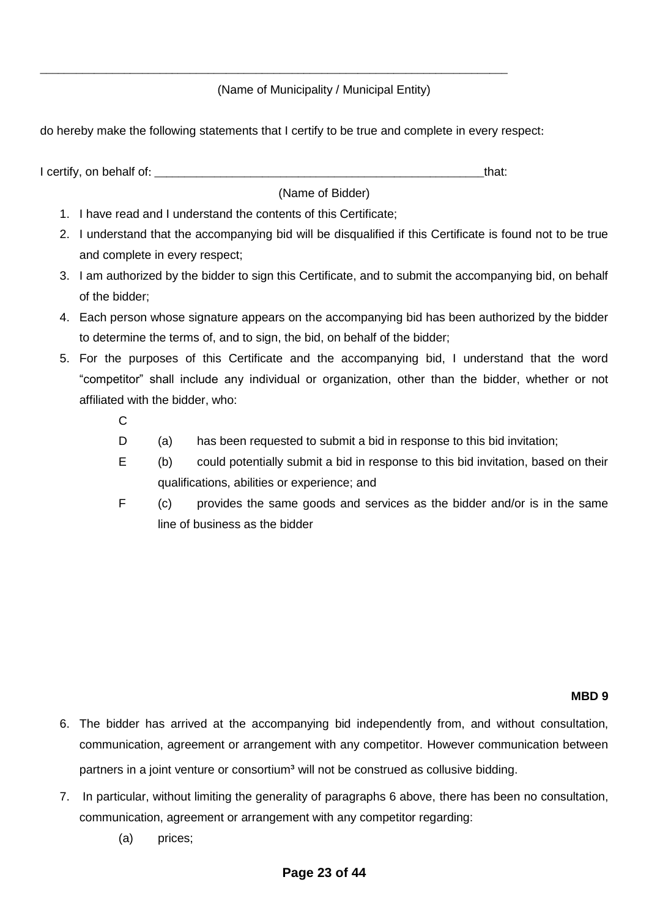\_\_\_\_\_\_\_\_\_\_\_\_\_\_\_\_\_\_\_\_\_\_\_\_\_\_\_\_\_\_\_\_\_\_\_\_\_\_\_\_\_\_\_\_\_\_\_\_\_\_\_\_\_\_\_\_\_\_\_\_\_\_\_\_\_\_\_\_\_\_\_\_

(Name of Municipality / Municipal Entity)

do hereby make the following statements that I certify to be true and complete in every respect:

I certify, on behalf of: \_\_\_\_\_\_\_\_\_\_\_\_\_\_\_\_\_\_\_\_\_\_\_\_\_\_\_\_\_\_\_\_\_\_\_\_\_\_\_\_\_\_\_\_\_\_\_\_\_\_\_\_that:

(Name of Bidder)

1. I have read and I understand the contents of this Certificate;
2. I understand that the accompanying bid will be disqualified if this Certificate is found not to be true and complete in every respect;
3. I am authorized by the bidder to sign this Certificate, and to submit the accompanying bid, on behalf of the bidder;
4. Each person whose signature appears on the accompanying bid has been authorized by the bidder to determine the terms of, and to sign, the bid, on behalf of the bidder;
5. For the purposes of this Certificate and the accompanying bid, I understand that the word "competitor" shall include any individual or organization, other than the bidder, whether or not affiliated with the bidder, who:

   C

   D (a) has been requested to submit a bid in response to this bid invitation;

   E (b) could potentially submit a bid in response to this bid invitation, based on their qualifications, abilities or experience; and

   F (c) provides the same goods and services as the bidder and/or is in the same line of business as the bidder

**MBD 9**

6. The bidder has arrived at the accompanying bid independently from, and without consultation, communication, agreement or arrangement with any competitor. However communication between partners in a joint venture or consortium[3] will not be construed as collusive bidding.
7. In particular, without limiting the generality of paragraphs 6 above, there has been no consultation, communication, agreement or arrangement with any competitor regarding:

   (a) prices;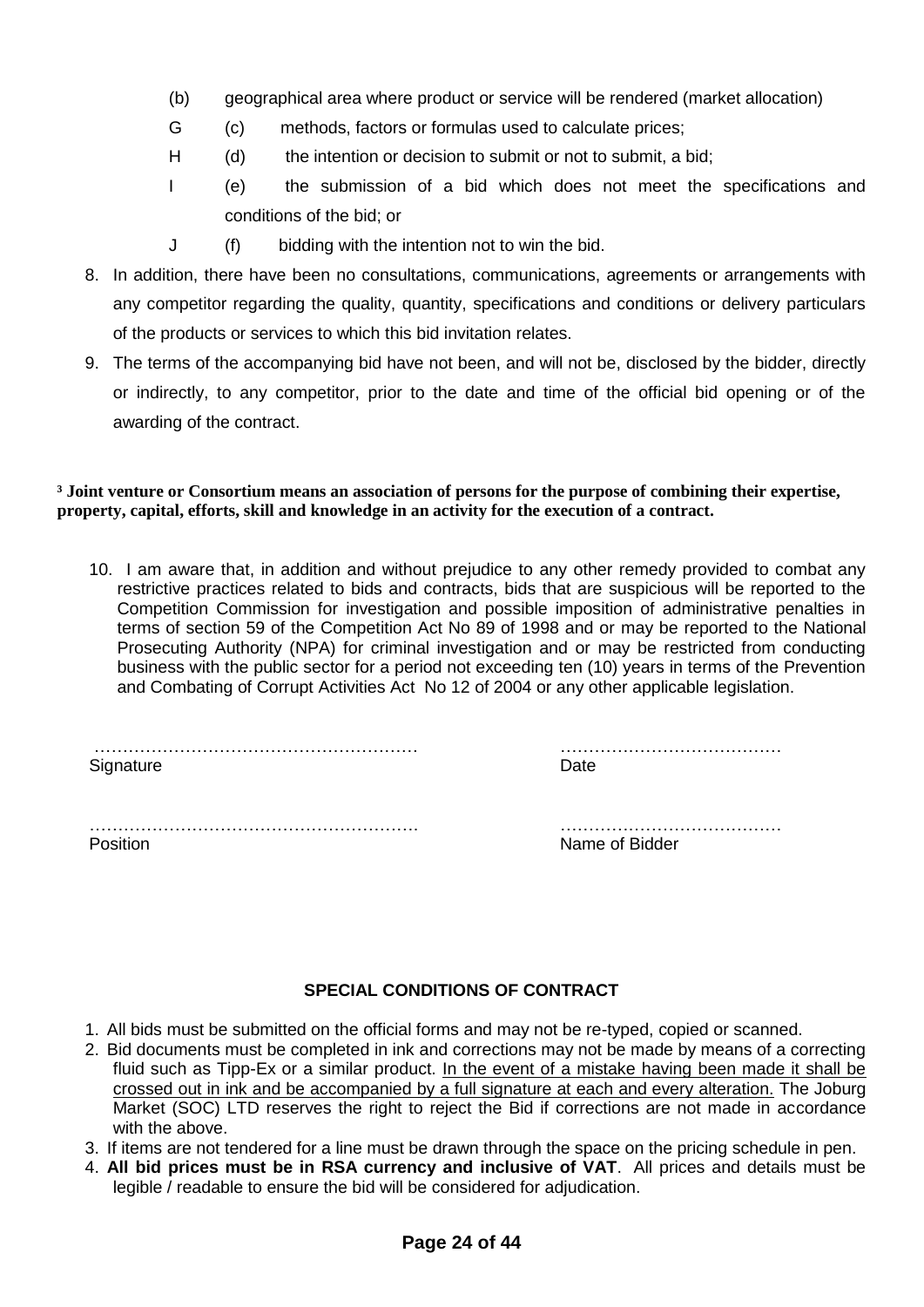(b) geographical area where product or service will be rendered (market allocation)

G (c) methods, factors or formulas used to calculate prices;

H (d) the intention or decision to submit or not to submit, a bid;

I (e) the submission of a bid which does not meet the specifications and conditions of the bid; or

J (f) bidding with the intention not to win the bid.

8. In addition, there have been no consultations, communications, agreements or arrangements with any competitor regarding the quality, quantity, specifications and conditions or delivery particulars of the products or services to which this bid invitation relates.
9. The terms of the accompanying bid have not been, and will not be, disclosed by the bidder, directly or indirectly, to any competitor, prior to the date and time of the official bid opening or of the awarding of the contract.

**[3] Joint venture or Consortium means an association of persons for the purpose of combining their expertise, property, capital, efforts, skill and knowledge in an activity for the execution of a contract.**

10. I am aware that, in addition and without prejudice to any other remedy provided to combat any restrictive practices related to bids and contracts, bids that are suspicious will be reported to the Competition Commission for investigation and possible imposition of administrative penalties in terms of section 59 of the Competition Act No 89 of 1998 and or may be reported to the National Prosecuting Authority (NPA) for criminal investigation and or may be restricted from conducting business with the public sector for a period not exceeding ten (10) years in terms of the Prevention and Combating of Corrupt Activities Act No 12 of 2004 or any other applicable legislation.

………………………………………………… ………………………………… 
Signature Date

………………………………………………… ………………………………… 
Position Name of Bidder

## SPECIAL CONDITIONS OF CONTRACT

1. All bids must be submitted on the official forms and may not be re-typed, copied or scanned.
2. Bid documents must be completed in ink and corrections may not be made by means of a correcting fluid such as Tipp-Ex or a similar product. In the event of a mistake having been made it shall be crossed out in ink and be accompanied by a full signature at each and every alteration. The Joburg Market (SOC) LTD reserves the right to reject the Bid if corrections are not made in accordance with the above.
3. If items are not tendered for a line must be drawn through the space on the pricing schedule in pen.
4. **All bid prices must be in RSA currency and inclusive of VAT**. All prices and details must be legible / readable to ensure the bid will be considered for adjudication.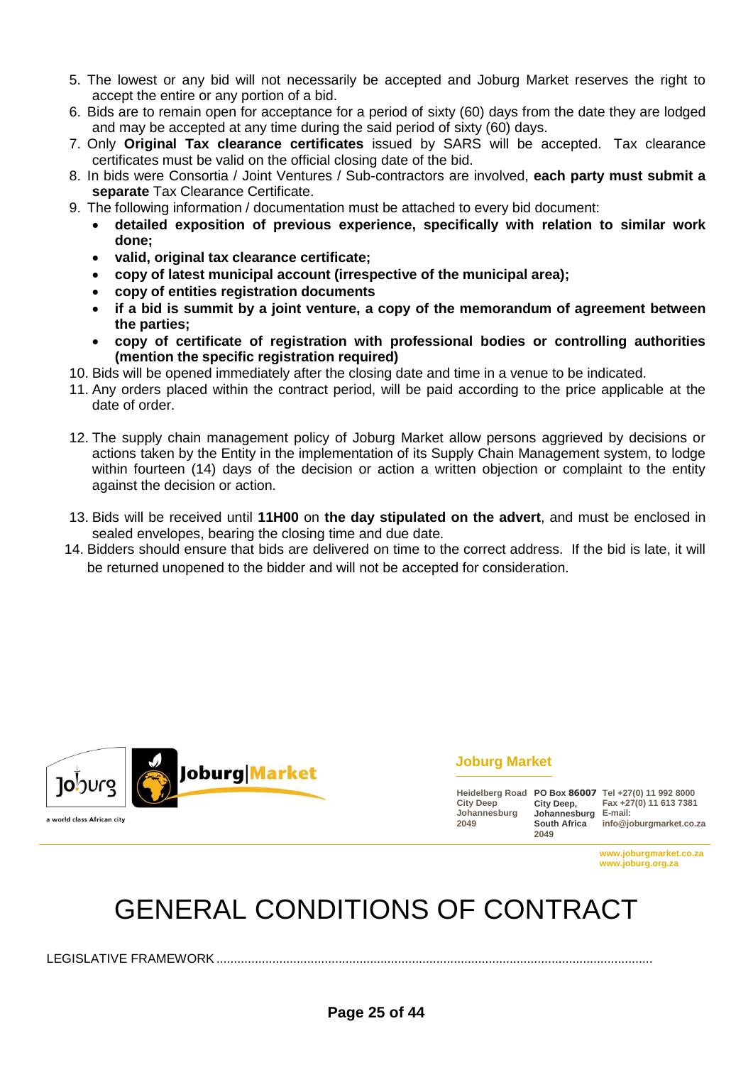5. The lowest or any bid will not necessarily be accepted and Joburg Market reserves the right to accept the entire or any portion of a bid.
6. Bids are to remain open for acceptance for a period of sixty (60) days from the date they are lodged and may be accepted at any time during the said period of sixty (60) days.
7. Only **Original Tax clearance certificates** issued by SARS will be accepted. Tax clearance certificates must be valid on the official closing date of the bid.
8. In bids were Consortia / Joint Ventures / Sub-contractors are involved, **each party must submit a separate** Tax Clearance Certificate.
9. The following information / documentation must be attached to every bid document:
   - **detailed exposition of previous experience, specifically with relation to similar work done;**
   - **valid, original tax clearance certificate;**
   - **copy of latest municipal account (irrespective of the municipal area);**
   - **copy of entities registration documents**
   - **if a bid is summit by a joint venture, a copy of the memorandum of agreement between the parties;**
   - **copy of certificate of registration with professional bodies or controlling authorities (mention the specific registration required)**
10. Bids will be opened immediately after the closing date and time in a venue to be indicated.
11. Any orders placed within the contract period, will be paid according to the price applicable at the date of order.
12. The supply chain management policy of Joburg Market allow persons aggrieved by decisions or actions taken by the Entity in the implementation of its Supply Chain Management system, to lodge within fourteen (14) days of the decision or action a written objection or complaint to the entity against the decision or action.
13. Bids will be received until **11H00** on **the day stipulated on the advert**, and must be enclosed in sealed envelopes, bearing the closing time and due date.
14. Bidders should ensure that bids are delivered on time to the correct address. If the bid is late, it will be returned unopened to the bidder and will not be accepted for consideration.

Joburg | Market

a world class African city

**Joburg Market**

| | | |
|---|---|---|
| Heidelberg Road<br>City Deep<br>Johannesburg<br>2049 | PO Box 86007<br>City Deep,<br>Johannesburg<br>South Africa<br>2049 | Tel +27(0) 11 992 8000<br>Fax +27(0) 11 613 7381<br>E-mail:<br>info@joburgmarket.co.za |

www.joburgmarket.co.za
www.joburg.org.za

# GENERAL CONDITIONS OF CONTRACT

LEGISLATIVE FRAMEWORK ...........................................................................................................................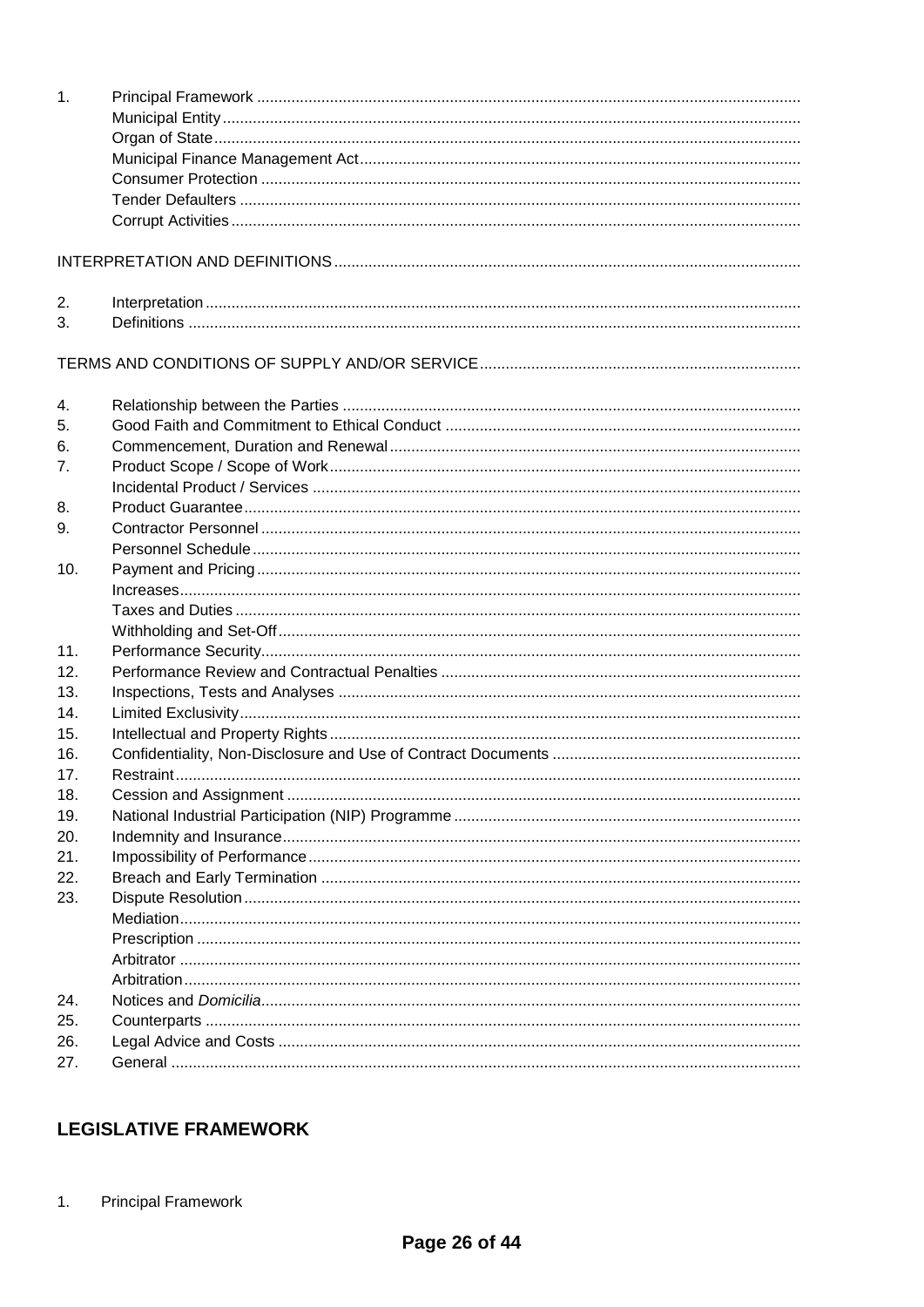1. Principal Framework
   - Municipal Entity
   - Organ of State
   - Municipal Finance Management Act
   - Consumer Protection
   - Tender Defaulters
   - Corrupt Activities

INTERPRETATION AND DEFINITIONS

2. Interpretation
3. Definitions

TERMS AND CONDITIONS OF SUPPLY AND/OR SERVICE

4. Relationship between the Parties
5. Good Faith and Commitment to Ethical Conduct
6. Commencement, Duration and Renewal
7. Product Scope / Scope of Work
   - Incidental Product / Services
8. Product Guarantee
9. Contractor Personnel
   - Personnel Schedule
10. Payment and Pricing
    - Increases
    - Taxes and Duties
    - Withholding and Set-Off
11. Performance Security
12. Performance Review and Contractual Penalties
13. Inspections, Tests and Analyses
14. Limited Exclusivity
15. Intellectual and Property Rights
16. Confidentiality, Non-Disclosure and Use of Contract Documents
17. Restraint
18. Cession and Assignment
19. National Industrial Participation (NIP) Programme
20. Indemnity and Insurance
21. Impossibility of Performance
22. Breach and Early Termination
23. Dispute Resolution
    - Mediation
    - Prescription
    - Arbitrator
    - Arbitration
24. Notices and *Domicilia*
25. Counterparts
26. Legal Advice and Costs
27. General

## LEGISLATIVE FRAMEWORK

1. Principal Framework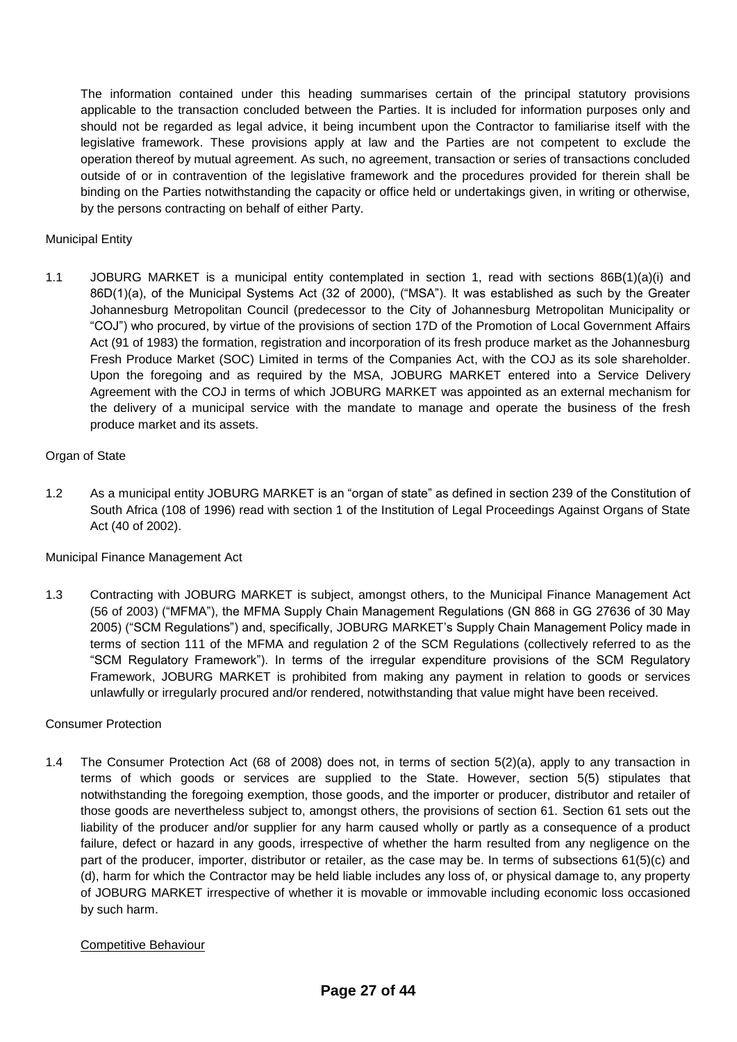The information contained under this heading summarises certain of the principal statutory provisions applicable to the transaction concluded between the Parties. It is included for information purposes only and should not be regarded as legal advice, it being incumbent upon the Contractor to familiarise itself with the legislative framework. These provisions apply at law and the Parties are not competent to exclude the operation thereof by mutual agreement. As such, no agreement, transaction or series of transactions concluded outside of or in contravention of the legislative framework and the procedures provided for therein shall be binding on the Parties notwithstanding the capacity or office held or undertakings given, in writing or otherwise, by the persons contracting on behalf of either Party.

Municipal Entity

1.1 JOBURG MARKET is a municipal entity contemplated in section 1, read with sections 86B(1)(a)(i) and 86D(1)(a), of the Municipal Systems Act (32 of 2000), ("MSA"). It was established as such by the Greater Johannesburg Metropolitan Council (predecessor to the City of Johannesburg Metropolitan Municipality or "COJ") who procured, by virtue of the provisions of section 17D of the Promotion of Local Government Affairs Act (91 of 1983) the formation, registration and incorporation of its fresh produce market as the Johannesburg Fresh Produce Market (SOC) Limited in terms of the Companies Act, with the COJ as its sole shareholder. Upon the foregoing and as required by the MSA, JOBURG MARKET entered into a Service Delivery Agreement with the COJ in terms of which JOBURG MARKET was appointed as an external mechanism for the delivery of a municipal service with the mandate to manage and operate the business of the fresh produce market and its assets.

Organ of State

1.2 As a municipal entity JOBURG MARKET is an "organ of state" as defined in section 239 of the Constitution of South Africa (108 of 1996) read with section 1 of the Institution of Legal Proceedings Against Organs of State Act (40 of 2002).

Municipal Finance Management Act

1.3 Contracting with JOBURG MARKET is subject, amongst others, to the Municipal Finance Management Act (56 of 2003) ("MFMA"), the MFMA Supply Chain Management Regulations (GN 868 in GG 27636 of 30 May 2005) ("SCM Regulations") and, specifically, JOBURG MARKET's Supply Chain Management Policy made in terms of section 111 of the MFMA and regulation 2 of the SCM Regulations (collectively referred to as the "SCM Regulatory Framework"). In terms of the irregular expenditure provisions of the SCM Regulatory Framework, JOBURG MARKET is prohibited from making any payment in relation to goods or services unlawfully or irregularly procured and/or rendered, notwithstanding that value might have been received.

Consumer Protection

1.4 The Consumer Protection Act (68 of 2008) does not, in terms of section 5(2)(a), apply to any transaction in terms of which goods or services are supplied to the State. However, section 5(5) stipulates that notwithstanding the foregoing exemption, those goods, and the importer or producer, distributor and retailer of those goods are nevertheless subject to, amongst others, the provisions of section 61. Section 61 sets out the liability of the producer and/or supplier for any harm caused wholly or partly as a consequence of a product failure, defect or hazard in any goods, irrespective of whether the harm resulted from any negligence on the part of the producer, importer, distributor or retailer, as the case may be. In terms of subsections 61(5)(c) and (d), harm for which the Contractor may be held liable includes any loss of, or physical damage to, any property of JOBURG MARKET irrespective of whether it is movable or immovable including economic loss occasioned by such harm.

Competitive Behaviour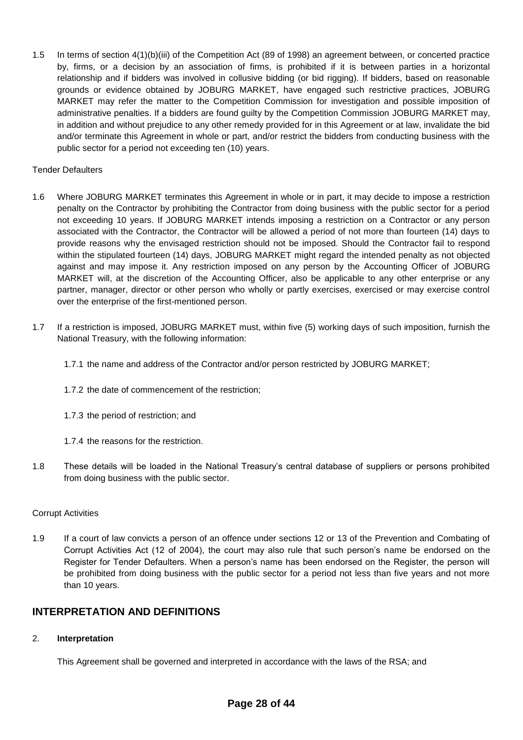1.5 In terms of section 4(1)(b)(iii) of the Competition Act (89 of 1998) an agreement between, or concerted practice by, firms, or a decision by an association of firms, is prohibited if it is between parties in a horizontal relationship and if bidders was involved in collusive bidding (or bid rigging). If bidders, based on reasonable grounds or evidence obtained by JOBURG MARKET, have engaged such restrictive practices, JOBURG MARKET may refer the matter to the Competition Commission for investigation and possible imposition of administrative penalties. If a bidders are found guilty by the Competition Commission JOBURG MARKET may, in addition and without prejudice to any other remedy provided for in this Agreement or at law, invalidate the bid and/or terminate this Agreement in whole or part, and/or restrict the bidders from conducting business with the public sector for a period not exceeding ten (10) years.

Tender Defaulters

1.6 Where JOBURG MARKET terminates this Agreement in whole or in part, it may decide to impose a restriction penalty on the Contractor by prohibiting the Contractor from doing business with the public sector for a period not exceeding 10 years. If JOBURG MARKET intends imposing a restriction on a Contractor or any person associated with the Contractor, the Contractor will be allowed a period of not more than fourteen (14) days to provide reasons why the envisaged restriction should not be imposed. Should the Contractor fail to respond within the stipulated fourteen (14) days, JOBURG MARKET might regard the intended penalty as not objected against and may impose it. Any restriction imposed on any person by the Accounting Officer of JOBURG MARKET will, at the discretion of the Accounting Officer, also be applicable to any other enterprise or any partner, manager, director or other person who wholly or partly exercises, exercised or may exercise control over the enterprise of the first-mentioned person.

1.7 If a restriction is imposed, JOBURG MARKET must, within five (5) working days of such imposition, furnish the National Treasury, with the following information:

1.7.1 the name and address of the Contractor and/or person restricted by JOBURG MARKET;

1.7.2 the date of commencement of the restriction;

1.7.3 the period of restriction; and

1.7.4 the reasons for the restriction.

1.8 These details will be loaded in the National Treasury's central database of suppliers or persons prohibited from doing business with the public sector.

Corrupt Activities

1.9 If a court of law convicts a person of an offence under sections 12 or 13 of the Prevention and Combating of Corrupt Activities Act (12 of 2004), the court may also rule that such person's name be endorsed on the Register for Tender Defaulters. When a person's name has been endorsed on the Register, the person will be prohibited from doing business with the public sector for a period not less than five years and not more than 10 years.

## INTERPRETATION AND DEFINITIONS

2. **Interpretation**

This Agreement shall be governed and interpreted in accordance with the laws of the RSA; and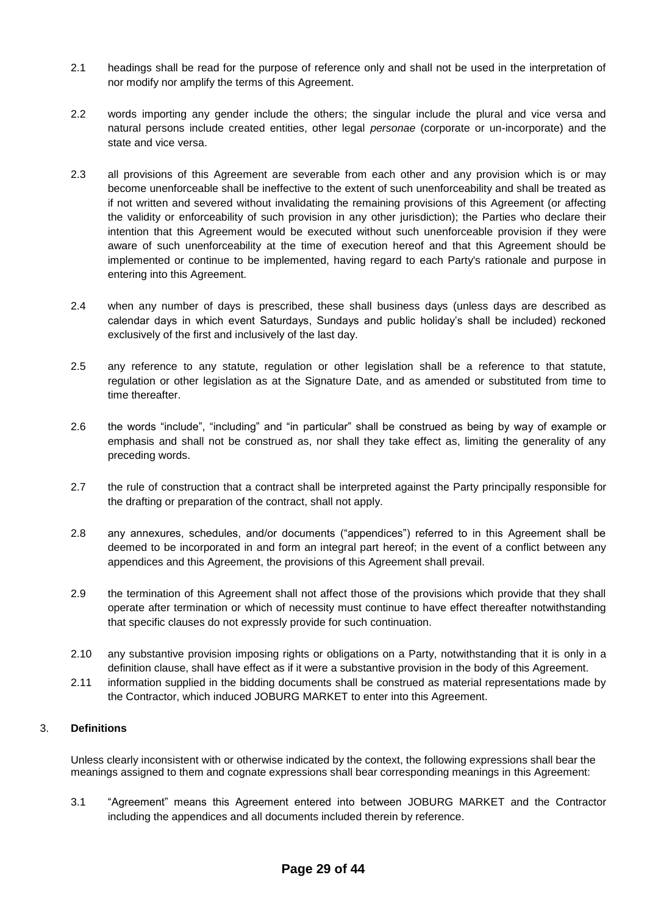2.1 headings shall be read for the purpose of reference only and shall not be used in the interpretation of nor modify nor amplify the terms of this Agreement.

2.2 words importing any gender include the others; the singular include the plural and vice versa and natural persons include created entities, other legal *personae* (corporate or un-incorporate) and the state and vice versa.

2.3 all provisions of this Agreement are severable from each other and any provision which is or may become unenforceable shall be ineffective to the extent of such unenforceability and shall be treated as if not written and severed without invalidating the remaining provisions of this Agreement (or affecting the validity or enforceability of such provision in any other jurisdiction); the Parties who declare their intention that this Agreement would be executed without such unenforceable provision if they were aware of such unenforceability at the time of execution hereof and that this Agreement should be implemented or continue to be implemented, having regard to each Party's rationale and purpose in entering into this Agreement.

2.4 when any number of days is prescribed, these shall business days (unless days are described as calendar days in which event Saturdays, Sundays and public holiday's shall be included) reckoned exclusively of the first and inclusively of the last day.

2.5 any reference to any statute, regulation or other legislation shall be a reference to that statute, regulation or other legislation as at the Signature Date, and as amended or substituted from time to time thereafter.

2.6 the words "include", "including" and "in particular" shall be construed as being by way of example or emphasis and shall not be construed as, nor shall they take effect as, limiting the generality of any preceding words.

2.7 the rule of construction that a contract shall be interpreted against the Party principally responsible for the drafting or preparation of the contract, shall not apply.

2.8 any annexures, schedules, and/or documents ("appendices") referred to in this Agreement shall be deemed to be incorporated in and form an integral part hereof; in the event of a conflict between any appendices and this Agreement, the provisions of this Agreement shall prevail.

2.9 the termination of this Agreement shall not affect those of the provisions which provide that they shall operate after termination or which of necessity must continue to have effect thereafter notwithstanding that specific clauses do not expressly provide for such continuation.

2.10 any substantive provision imposing rights or obligations on a Party, notwithstanding that it is only in a definition clause, shall have effect as if it were a substantive provision in the body of this Agreement.

2.11 information supplied in the bidding documents shall be construed as material representations made by the Contractor, which induced JOBURG MARKET to enter into this Agreement.

## 3. Definitions

Unless clearly inconsistent with or otherwise indicated by the context, the following expressions shall bear the meanings assigned to them and cognate expressions shall bear corresponding meanings in this Agreement:

3.1 "Agreement" means this Agreement entered into between JOBURG MARKET and the Contractor including the appendices and all documents included therein by reference.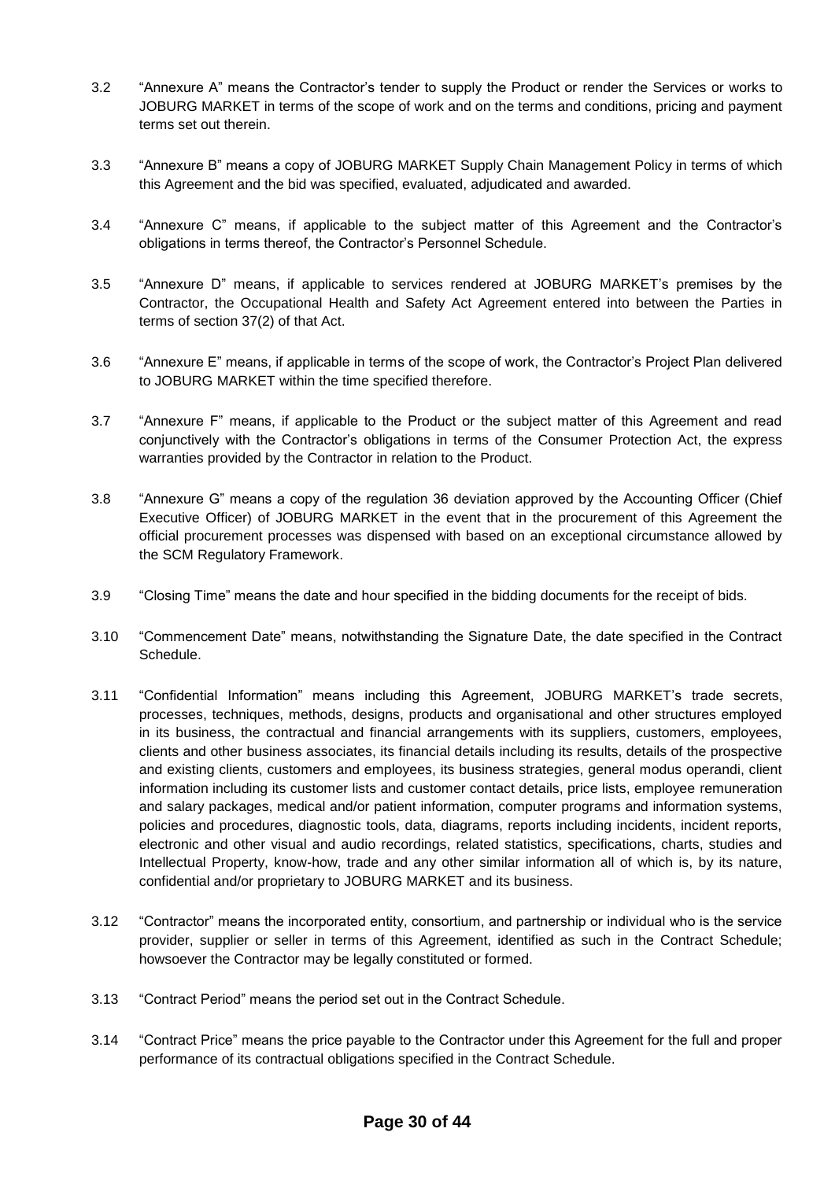3.2 "Annexure A" means the Contractor's tender to supply the Product or render the Services or works to JOBURG MARKET in terms of the scope of work and on the terms and conditions, pricing and payment terms set out therein.

3.3 "Annexure B" means a copy of JOBURG MARKET Supply Chain Management Policy in terms of which this Agreement and the bid was specified, evaluated, adjudicated and awarded.

3.4 "Annexure C" means, if applicable to the subject matter of this Agreement and the Contractor's obligations in terms thereof, the Contractor's Personnel Schedule.

3.5 "Annexure D" means, if applicable to services rendered at JOBURG MARKET's premises by the Contractor, the Occupational Health and Safety Act Agreement entered into between the Parties in terms of section 37(2) of that Act.

3.6 "Annexure E" means, if applicable in terms of the scope of work, the Contractor's Project Plan delivered to JOBURG MARKET within the time specified therefore.

3.7 "Annexure F" means, if applicable to the Product or the subject matter of this Agreement and read conjunctively with the Contractor's obligations in terms of the Consumer Protection Act, the express warranties provided by the Contractor in relation to the Product.

3.8 "Annexure G" means a copy of the regulation 36 deviation approved by the Accounting Officer (Chief Executive Officer) of JOBURG MARKET in the event that in the procurement of this Agreement the official procurement processes was dispensed with based on an exceptional circumstance allowed by the SCM Regulatory Framework.

3.9 "Closing Time" means the date and hour specified in the bidding documents for the receipt of bids.

3.10 "Commencement Date" means, notwithstanding the Signature Date, the date specified in the Contract Schedule.

3.11 "Confidential Information" means including this Agreement, JOBURG MARKET's trade secrets, processes, techniques, methods, designs, products and organisational and other structures employed in its business, the contractual and financial arrangements with its suppliers, customers, employees, clients and other business associates, its financial details including its results, details of the prospective and existing clients, customers and employees, its business strategies, general modus operandi, client information including its customer lists and customer contact details, price lists, employee remuneration and salary packages, medical and/or patient information, computer programs and information systems, policies and procedures, diagnostic tools, data, diagrams, reports including incidents, incident reports, electronic and other visual and audio recordings, related statistics, specifications, charts, studies and Intellectual Property, know-how, trade and any other similar information all of which is, by its nature, confidential and/or proprietary to JOBURG MARKET and its business.

3.12 "Contractor" means the incorporated entity, consortium, and partnership or individual who is the service provider, supplier or seller in terms of this Agreement, identified as such in the Contract Schedule; howsoever the Contractor may be legally constituted or formed.

3.13 "Contract Period" means the period set out in the Contract Schedule.

3.14 "Contract Price" means the price payable to the Contractor under this Agreement for the full and proper performance of its contractual obligations specified in the Contract Schedule.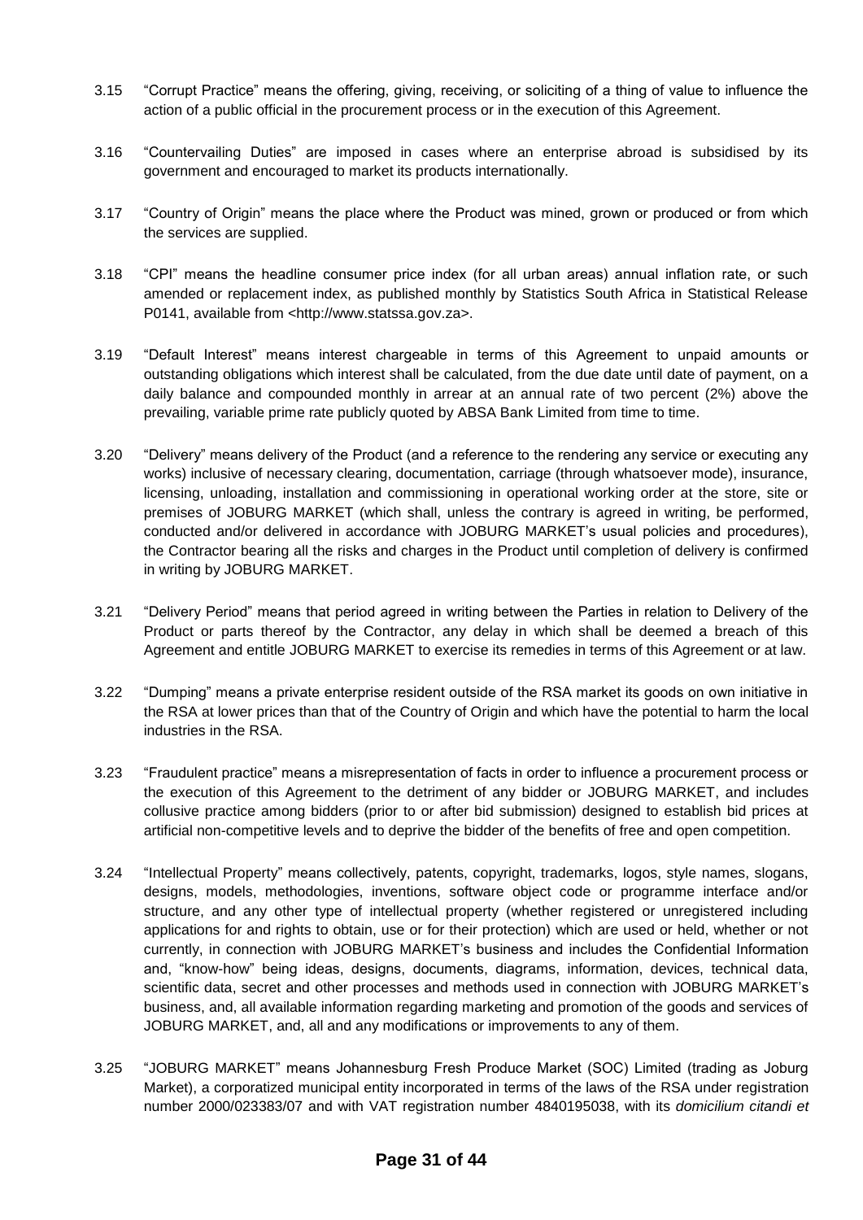3.15 "Corrupt Practice" means the offering, giving, receiving, or soliciting of a thing of value to influence the action of a public official in the procurement process or in the execution of this Agreement.

3.16 "Countervailing Duties" are imposed in cases where an enterprise abroad is subsidised by its government and encouraged to market its products internationally.

3.17 "Country of Origin" means the place where the Product was mined, grown or produced or from which the services are supplied.

3.18 "CPI" means the headline consumer price index (for all urban areas) annual inflation rate, or such amended or replacement index, as published monthly by Statistics South Africa in Statistical Release P0141, available from <http://www.statssa.gov.za>.

3.19 "Default Interest" means interest chargeable in terms of this Agreement to unpaid amounts or outstanding obligations which interest shall be calculated, from the due date until date of payment, on a daily balance and compounded monthly in arrear at an annual rate of two percent (2%) above the prevailing, variable prime rate publicly quoted by ABSA Bank Limited from time to time.

3.20 "Delivery" means delivery of the Product (and a reference to the rendering any service or executing any works) inclusive of necessary clearing, documentation, carriage (through whatsoever mode), insurance, licensing, unloading, installation and commissioning in operational working order at the store, site or premises of JOBURG MARKET (which shall, unless the contrary is agreed in writing, be performed, conducted and/or delivered in accordance with JOBURG MARKET's usual policies and procedures), the Contractor bearing all the risks and charges in the Product until completion of delivery is confirmed in writing by JOBURG MARKET.

3.21 "Delivery Period" means that period agreed in writing between the Parties in relation to Delivery of the Product or parts thereof by the Contractor, any delay in which shall be deemed a breach of this Agreement and entitle JOBURG MARKET to exercise its remedies in terms of this Agreement or at law.

3.22 "Dumping" means a private enterprise resident outside of the RSA market its goods on own initiative in the RSA at lower prices than that of the Country of Origin and which have the potential to harm the local industries in the RSA.

3.23 "Fraudulent practice" means a misrepresentation of facts in order to influence a procurement process or the execution of this Agreement to the detriment of any bidder or JOBURG MARKET, and includes collusive practice among bidders (prior to or after bid submission) designed to establish bid prices at artificial non-competitive levels and to deprive the bidder of the benefits of free and open competition.

3.24 "Intellectual Property" means collectively, patents, copyright, trademarks, logos, style names, slogans, designs, models, methodologies, inventions, software object code or programme interface and/or structure, and any other type of intellectual property (whether registered or unregistered including applications for and rights to obtain, use or for their protection) which are used or held, whether or not currently, in connection with JOBURG MARKET's business and includes the Confidential Information and, "know-how" being ideas, designs, documents, diagrams, information, devices, technical data, scientific data, secret and other processes and methods used in connection with JOBURG MARKET's business, and, all available information regarding marketing and promotion of the goods and services of JOBURG MARKET, and, all and any modifications or improvements to any of them.

3.25 "JOBURG MARKET" means Johannesburg Fresh Produce Market (SOC) Limited (trading as Joburg Market), a corporatized municipal entity incorporated in terms of the laws of the RSA under registration number 2000/023383/07 and with VAT registration number 4840195038, with its *domicilium citandi et*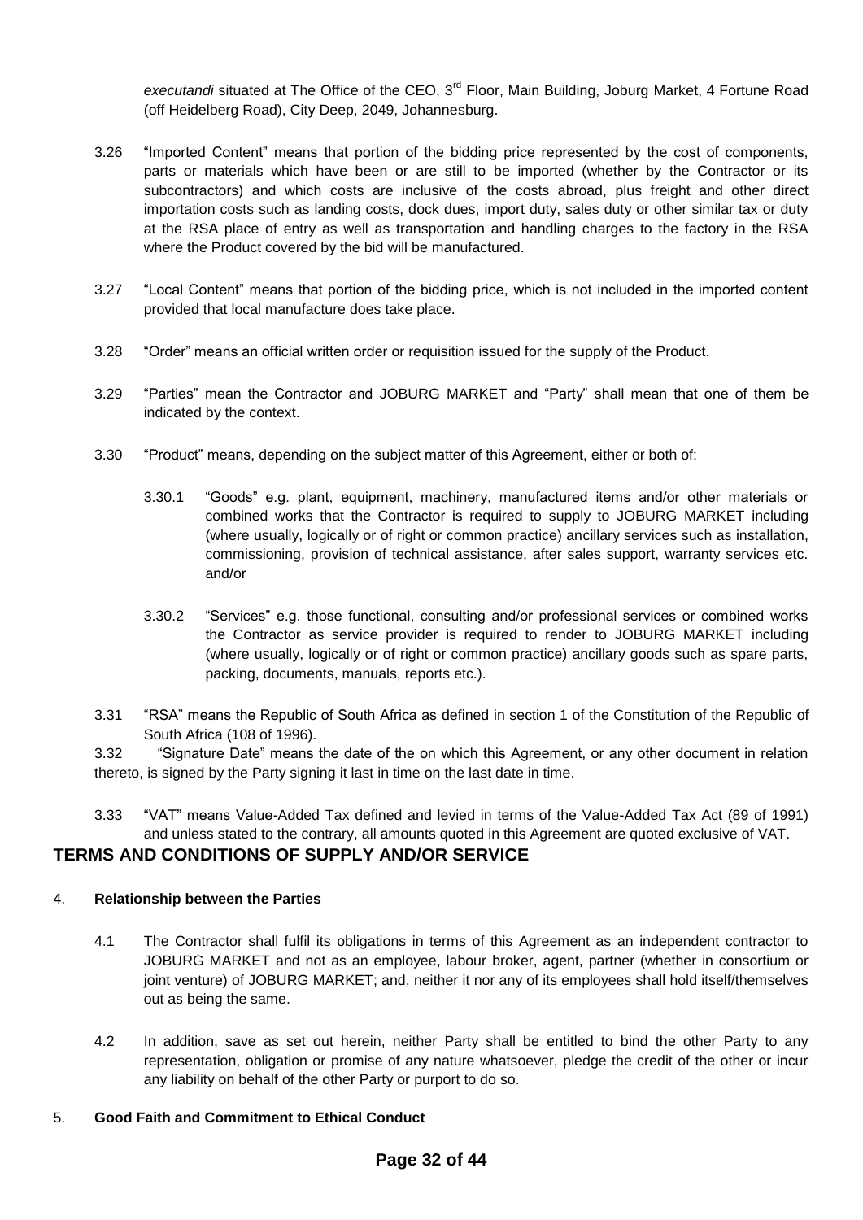*executandi* situated at The Office of the CEO, 3rd Floor, Main Building, Joburg Market, 4 Fortune Road (off Heidelberg Road), City Deep, 2049, Johannesburg.

3.26 "Imported Content" means that portion of the bidding price represented by the cost of components, parts or materials which have been or are still to be imported (whether by the Contractor or its subcontractors) and which costs are inclusive of the costs abroad, plus freight and other direct importation costs such as landing costs, dock dues, import duty, sales duty or other similar tax or duty at the RSA place of entry as well as transportation and handling charges to the factory in the RSA where the Product covered by the bid will be manufactured.

3.27 "Local Content" means that portion of the bidding price, which is not included in the imported content provided that local manufacture does take place.

3.28 "Order" means an official written order or requisition issued for the supply of the Product.

3.29 "Parties" mean the Contractor and JOBURG MARKET and "Party" shall mean that one of them be indicated by the context.

3.30 "Product" means, depending on the subject matter of this Agreement, either or both of:

3.30.1 "Goods" e.g. plant, equipment, machinery, manufactured items and/or other materials or combined works that the Contractor is required to supply to JOBURG MARKET including (where usually, logically or of right or common practice) ancillary services such as installation, commissioning, provision of technical assistance, after sales support, warranty services etc. and/or

3.30.2 "Services" e.g. those functional, consulting and/or professional services or combined works the Contractor as service provider is required to render to JOBURG MARKET including (where usually, logically or of right or common practice) ancillary goods such as spare parts, packing, documents, manuals, reports etc.).

3.31 "RSA" means the Republic of South Africa as defined in section 1 of the Constitution of the Republic of South Africa (108 of 1996).

3.32 "Signature Date" means the date of the on which this Agreement, or any other document in relation thereto, is signed by the Party signing it last in time on the last date in time.

3.33 "VAT" means Value-Added Tax defined and levied in terms of the Value-Added Tax Act (89 of 1991) and unless stated to the contrary, all amounts quoted in this Agreement are quoted exclusive of VAT.

## TERMS AND CONDITIONS OF SUPPLY AND/OR SERVICE

4. **Relationship between the Parties**

4.1 The Contractor shall fulfil its obligations in terms of this Agreement as an independent contractor to JOBURG MARKET and not as an employee, labour broker, agent, partner (whether in consortium or joint venture) of JOBURG MARKET; and, neither it nor any of its employees shall hold itself/themselves out as being the same.

4.2 In addition, save as set out herein, neither Party shall be entitled to bind the other Party to any representation, obligation or promise of any nature whatsoever, pledge the credit of the other or incur any liability on behalf of the other Party or purport to do so.

5. **Good Faith and Commitment to Ethical Conduct**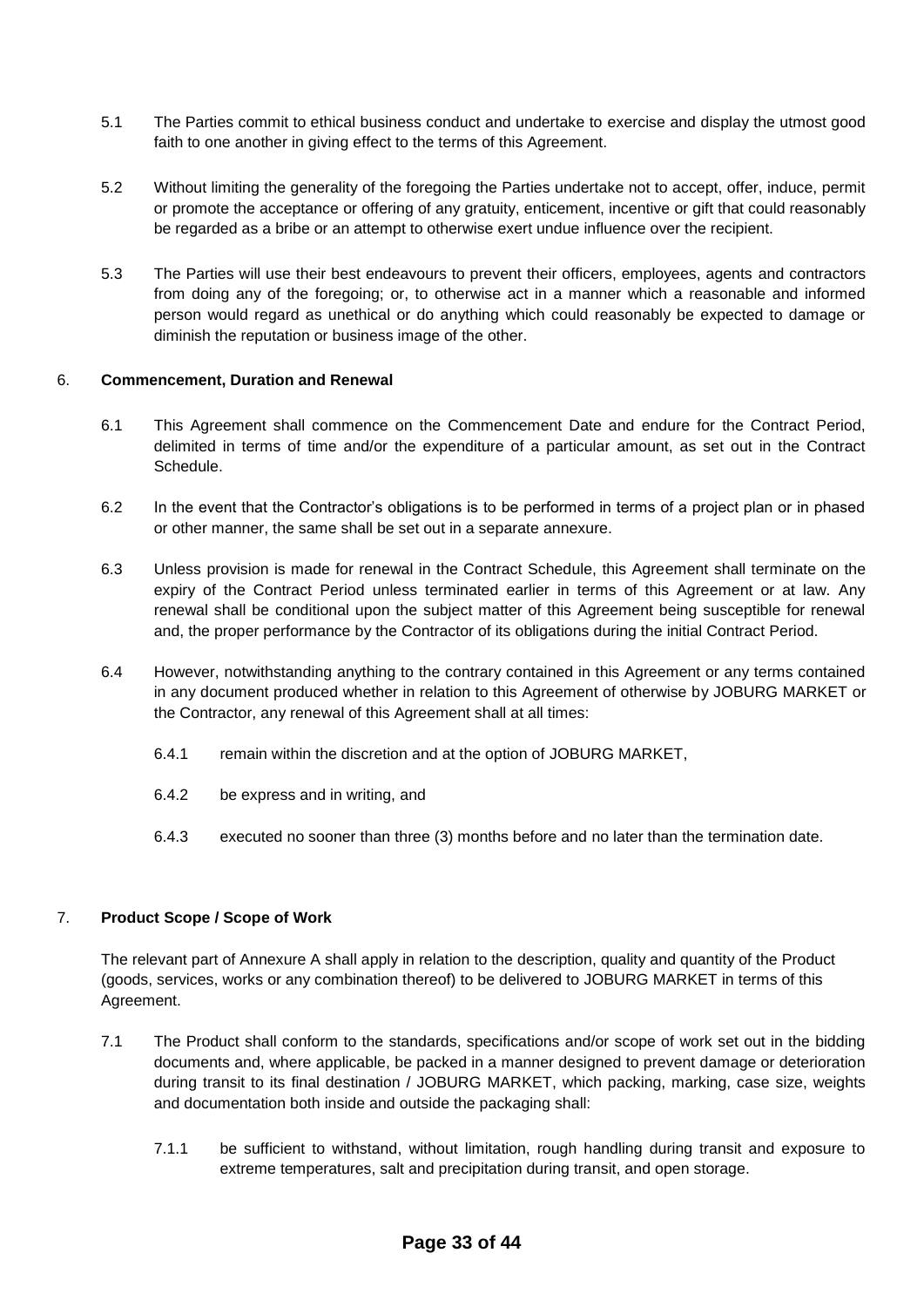5.1 The Parties commit to ethical business conduct and undertake to exercise and display the utmost good faith to one another in giving effect to the terms of this Agreement.

5.2 Without limiting the generality of the foregoing the Parties undertake not to accept, offer, induce, permit or promote the acceptance or offering of any gratuity, enticement, incentive or gift that could reasonably be regarded as a bribe or an attempt to otherwise exert undue influence over the recipient.

5.3 The Parties will use their best endeavours to prevent their officers, employees, agents and contractors from doing any of the foregoing; or, to otherwise act in a manner which a reasonable and informed person would regard as unethical or do anything which could reasonably be expected to damage or diminish the reputation or business image of the other.

## 6. **Commencement, Duration and Renewal**

6.1 This Agreement shall commence on the Commencement Date and endure for the Contract Period, delimited in terms of time and/or the expenditure of a particular amount, as set out in the Contract Schedule.

6.2 In the event that the Contractor's obligations is to be performed in terms of a project plan or in phased or other manner, the same shall be set out in a separate annexure.

6.3 Unless provision is made for renewal in the Contract Schedule, this Agreement shall terminate on the expiry of the Contract Period unless terminated earlier in terms of this Agreement or at law. Any renewal shall be conditional upon the subject matter of this Agreement being susceptible for renewal and, the proper performance by the Contractor of its obligations during the initial Contract Period.

6.4 However, notwithstanding anything to the contrary contained in this Agreement or any terms contained in any document produced whether in relation to this Agreement of otherwise by JOBURG MARKET or the Contractor, any renewal of this Agreement shall at all times:

6.4.1 remain within the discretion and at the option of JOBURG MARKET,

6.4.2 be express and in writing, and

6.4.3 executed no sooner than three (3) months before and no later than the termination date.

## 7. **Product Scope / Scope of Work**

The relevant part of Annexure A shall apply in relation to the description, quality and quantity of the Product (goods, services, works or any combination thereof) to be delivered to JOBURG MARKET in terms of this Agreement.

7.1 The Product shall conform to the standards, specifications and/or scope of work set out in the bidding documents and, where applicable, be packed in a manner designed to prevent damage or deterioration during transit to its final destination / JOBURG MARKET, which packing, marking, case size, weights and documentation both inside and outside the packaging shall:

7.1.1 be sufficient to withstand, without limitation, rough handling during transit and exposure to extreme temperatures, salt and precipitation during transit, and open storage.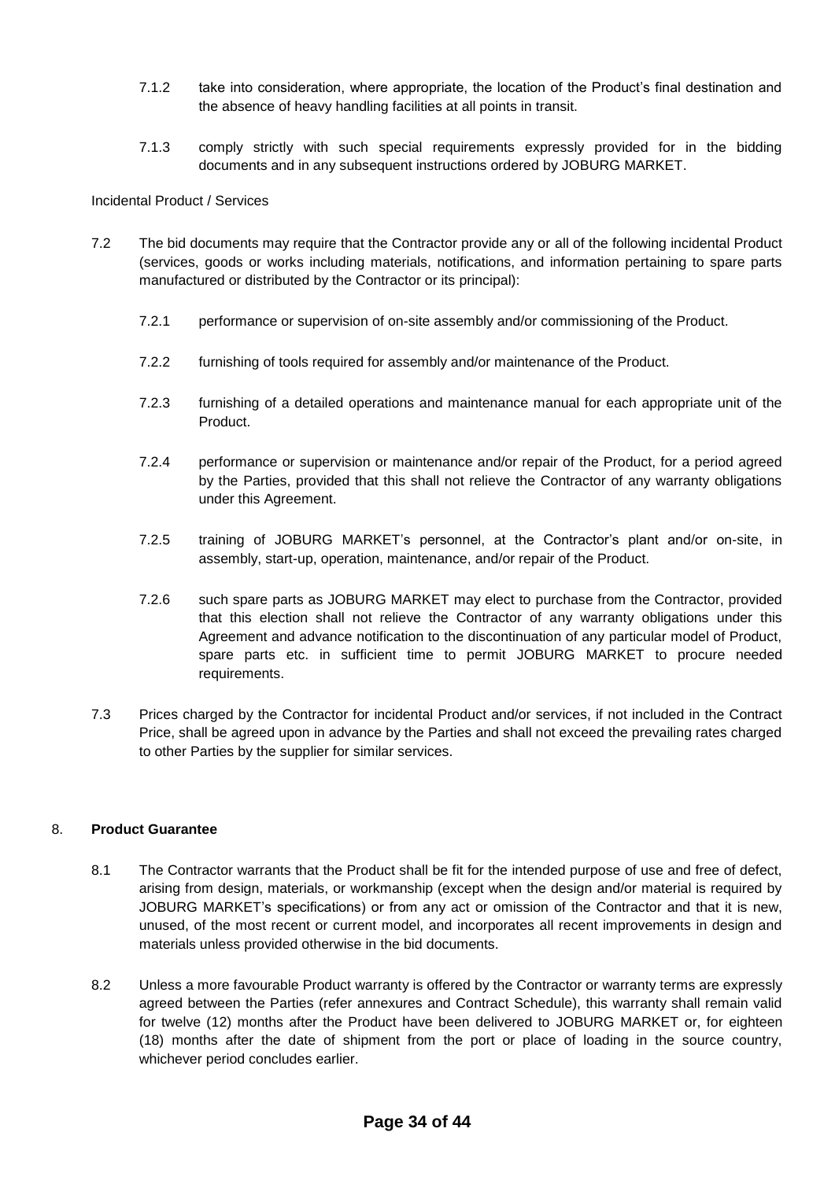7.1.2 take into consideration, where appropriate, the location of the Product's final destination and the absence of heavy handling facilities at all points in transit.

7.1.3 comply strictly with such special requirements expressly provided for in the bidding documents and in any subsequent instructions ordered by JOBURG MARKET.

Incidental Product / Services

7.2 The bid documents may require that the Contractor provide any or all of the following incidental Product (services, goods or works including materials, notifications, and information pertaining to spare parts manufactured or distributed by the Contractor or its principal):

7.2.1 performance or supervision of on-site assembly and/or commissioning of the Product.

7.2.2 furnishing of tools required for assembly and/or maintenance of the Product.

7.2.3 furnishing of a detailed operations and maintenance manual for each appropriate unit of the Product.

7.2.4 performance or supervision or maintenance and/or repair of the Product, for a period agreed by the Parties, provided that this shall not relieve the Contractor of any warranty obligations under this Agreement.

7.2.5 training of JOBURG MARKET's personnel, at the Contractor's plant and/or on-site, in assembly, start-up, operation, maintenance, and/or repair of the Product.

7.2.6 such spare parts as JOBURG MARKET may elect to purchase from the Contractor, provided that this election shall not relieve the Contractor of any warranty obligations under this Agreement and advance notification to the discontinuation of any particular model of Product, spare parts etc. in sufficient time to permit JOBURG MARKET to procure needed requirements.

7.3 Prices charged by the Contractor for incidental Product and/or services, if not included in the Contract Price, shall be agreed upon in advance by the Parties and shall not exceed the prevailing rates charged to other Parties by the supplier for similar services.

8. **Product Guarantee**

8.1 The Contractor warrants that the Product shall be fit for the intended purpose of use and free of defect, arising from design, materials, or workmanship (except when the design and/or material is required by JOBURG MARKET's specifications) or from any act or omission of the Contractor and that it is new, unused, of the most recent or current model, and incorporates all recent improvements in design and materials unless provided otherwise in the bid documents.

8.2 Unless a more favourable Product warranty is offered by the Contractor or warranty terms are expressly agreed between the Parties (refer annexures and Contract Schedule), this warranty shall remain valid for twelve (12) months after the Product have been delivered to JOBURG MARKET or, for eighteen (18) months after the date of shipment from the port or place of loading in the source country, whichever period concludes earlier.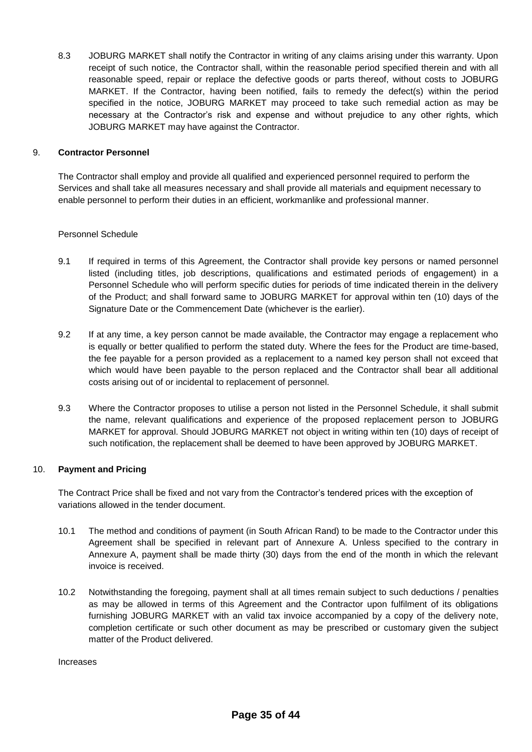8.3 JOBURG MARKET shall notify the Contractor in writing of any claims arising under this warranty. Upon receipt of such notice, the Contractor shall, within the reasonable period specified therein and with all reasonable speed, repair or replace the defective goods or parts thereof, without costs to JOBURG MARKET. If the Contractor, having been notified, fails to remedy the defect(s) within the period specified in the notice, JOBURG MARKET may proceed to take such remedial action as may be necessary at the Contractor's risk and expense and without prejudice to any other rights, which JOBURG MARKET may have against the Contractor.

## 9. **Contractor Personnel**

The Contractor shall employ and provide all qualified and experienced personnel required to perform the Services and shall take all measures necessary and shall provide all materials and equipment necessary to enable personnel to perform their duties in an efficient, workmanlike and professional manner.

Personnel Schedule

9.1 If required in terms of this Agreement, the Contractor shall provide key persons or named personnel listed (including titles, job descriptions, qualifications and estimated periods of engagement) in a Personnel Schedule who will perform specific duties for periods of time indicated therein in the delivery of the Product; and shall forward same to JOBURG MARKET for approval within ten (10) days of the Signature Date or the Commencement Date (whichever is the earlier).

9.2 If at any time, a key person cannot be made available, the Contractor may engage a replacement who is equally or better qualified to perform the stated duty. Where the fees for the Product are time-based, the fee payable for a person provided as a replacement to a named key person shall not exceed that which would have been payable to the person replaced and the Contractor shall bear all additional costs arising out of or incidental to replacement of personnel.

9.3 Where the Contractor proposes to utilise a person not listed in the Personnel Schedule, it shall submit the name, relevant qualifications and experience of the proposed replacement person to JOBURG MARKET for approval. Should JOBURG MARKET not object in writing within ten (10) days of receipt of such notification, the replacement shall be deemed to have been approved by JOBURG MARKET.

## 10. **Payment and Pricing**

The Contract Price shall be fixed and not vary from the Contractor's tendered prices with the exception of variations allowed in the tender document.

10.1 The method and conditions of payment (in South African Rand) to be made to the Contractor under this Agreement shall be specified in relevant part of Annexure A. Unless specified to the contrary in Annexure A, payment shall be made thirty (30) days from the end of the month in which the relevant invoice is received.

10.2 Notwithstanding the foregoing, payment shall at all times remain subject to such deductions / penalties as may be allowed in terms of this Agreement and the Contractor upon fulfilment of its obligations furnishing JOBURG MARKET with an valid tax invoice accompanied by a copy of the delivery note, completion certificate or such other document as may be prescribed or customary given the subject matter of the Product delivered.

Increases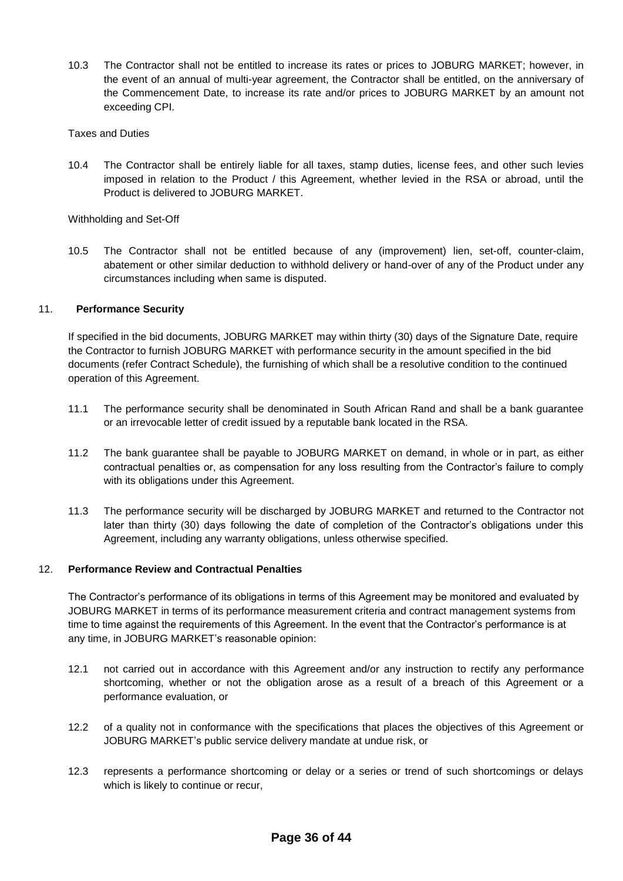10.3 The Contractor shall not be entitled to increase its rates or prices to JOBURG MARKET; however, in the event of an annual of multi-year agreement, the Contractor shall be entitled, on the anniversary of the Commencement Date, to increase its rate and/or prices to JOBURG MARKET by an amount not exceeding CPI.

Taxes and Duties

10.4 The Contractor shall be entirely liable for all taxes, stamp duties, license fees, and other such levies imposed in relation to the Product / this Agreement, whether levied in the RSA or abroad, until the Product is delivered to JOBURG MARKET.

Withholding and Set-Off

10.5 The Contractor shall not be entitled because of any (improvement) lien, set-off, counter-claim, abatement or other similar deduction to withhold delivery or hand-over of any of the Product under any circumstances including when same is disputed.

## 11. **Performance Security**

If specified in the bid documents, JOBURG MARKET may within thirty (30) days of the Signature Date, require the Contractor to furnish JOBURG MARKET with performance security in the amount specified in the bid documents (refer Contract Schedule), the furnishing of which shall be a resolutive condition to the continued operation of this Agreement.

11.1 The performance security shall be denominated in South African Rand and shall be a bank guarantee or an irrevocable letter of credit issued by a reputable bank located in the RSA.

11.2 The bank guarantee shall be payable to JOBURG MARKET on demand, in whole or in part, as either contractual penalties or, as compensation for any loss resulting from the Contractor's failure to comply with its obligations under this Agreement.

11.3 The performance security will be discharged by JOBURG MARKET and returned to the Contractor not later than thirty (30) days following the date of completion of the Contractor's obligations under this Agreement, including any warranty obligations, unless otherwise specified.

## 12. **Performance Review and Contractual Penalties**

The Contractor's performance of its obligations in terms of this Agreement may be monitored and evaluated by JOBURG MARKET in terms of its performance measurement criteria and contract management systems from time to time against the requirements of this Agreement. In the event that the Contractor's performance is at any time, in JOBURG MARKET's reasonable opinion:

12.1 not carried out in accordance with this Agreement and/or any instruction to rectify any performance shortcoming, whether or not the obligation arose as a result of a breach of this Agreement or a performance evaluation, or

12.2 of a quality not in conformance with the specifications that places the objectives of this Agreement or JOBURG MARKET's public service delivery mandate at undue risk, or

12.3 represents a performance shortcoming or delay or a series or trend of such shortcomings or delays which is likely to continue or recur,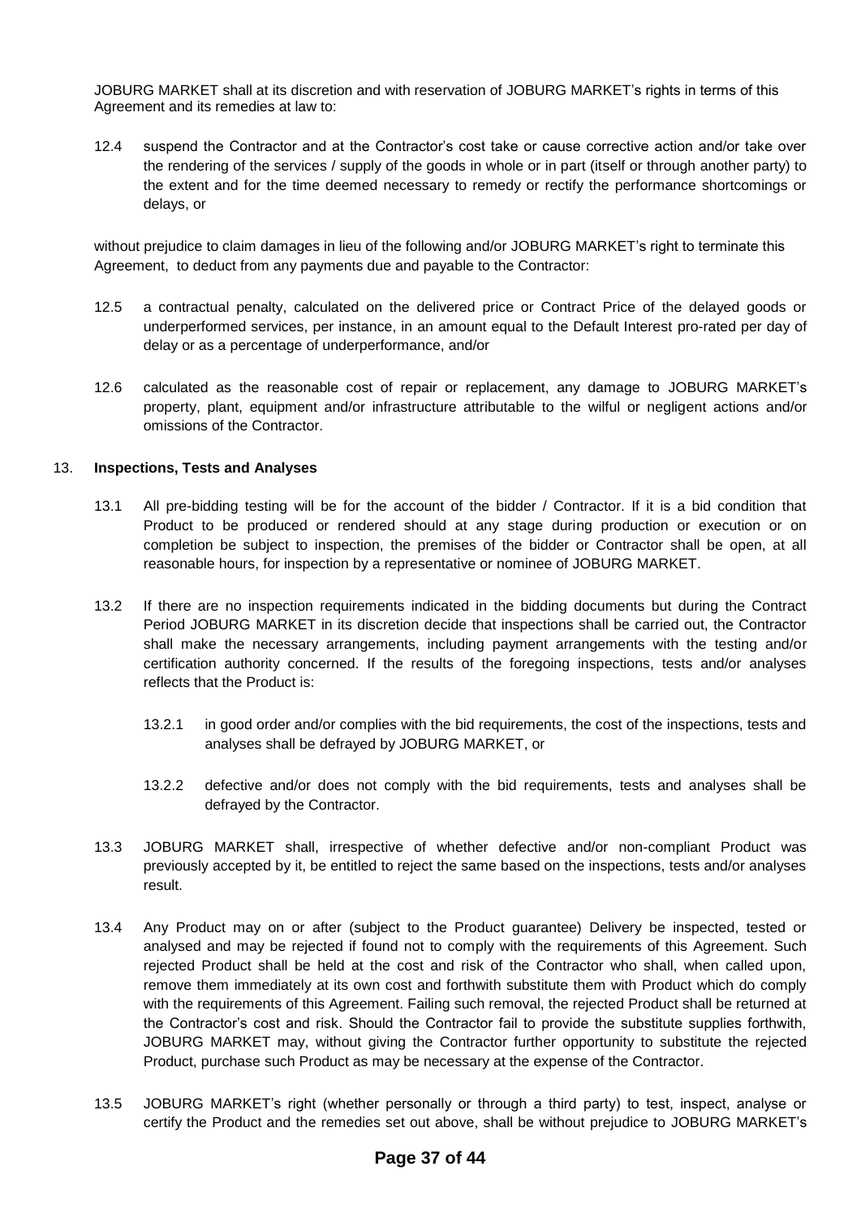JOBURG MARKET shall at its discretion and with reservation of JOBURG MARKET's rights in terms of this Agreement and its remedies at law to:

12.4 suspend the Contractor and at the Contractor's cost take or cause corrective action and/or take over the rendering of the services / supply of the goods in whole or in part (itself or through another party) to the extent and for the time deemed necessary to remedy or rectify the performance shortcomings or delays, or

without prejudice to claim damages in lieu of the following and/or JOBURG MARKET's right to terminate this Agreement, to deduct from any payments due and payable to the Contractor:

12.5 a contractual penalty, calculated on the delivered price or Contract Price of the delayed goods or underperformed services, per instance, in an amount equal to the Default Interest pro-rated per day of delay or as a percentage of underperformance, and/or

12.6 calculated as the reasonable cost of repair or replacement, any damage to JOBURG MARKET's property, plant, equipment and/or infrastructure attributable to the wilful or negligent actions and/or omissions of the Contractor.

## 13. Inspections, Tests and Analyses

13.1 All pre-bidding testing will be for the account of the bidder / Contractor. If it is a bid condition that Product to be produced or rendered should at any stage during production or execution or on completion be subject to inspection, the premises of the bidder or Contractor shall be open, at all reasonable hours, for inspection by a representative or nominee of JOBURG MARKET.

13.2 If there are no inspection requirements indicated in the bidding documents but during the Contract Period JOBURG MARKET in its discretion decide that inspections shall be carried out, the Contractor shall make the necessary arrangements, including payment arrangements with the testing and/or certification authority concerned. If the results of the foregoing inspections, tests and/or analyses reflects that the Product is:

13.2.1 in good order and/or complies with the bid requirements, the cost of the inspections, tests and analyses shall be defrayed by JOBURG MARKET, or

13.2.2 defective and/or does not comply with the bid requirements, tests and analyses shall be defrayed by the Contractor.

13.3 JOBURG MARKET shall, irrespective of whether defective and/or non-compliant Product was previously accepted by it, be entitled to reject the same based on the inspections, tests and/or analyses result.

13.4 Any Product may on or after (subject to the Product guarantee) Delivery be inspected, tested or analysed and may be rejected if found not to comply with the requirements of this Agreement. Such rejected Product shall be held at the cost and risk of the Contractor who shall, when called upon, remove them immediately at its own cost and forthwith substitute them with Product which do comply with the requirements of this Agreement. Failing such removal, the rejected Product shall be returned at the Contractor's cost and risk. Should the Contractor fail to provide the substitute supplies forthwith, JOBURG MARKET may, without giving the Contractor further opportunity to substitute the rejected Product, purchase such Product as may be necessary at the expense of the Contractor.

13.5 JOBURG MARKET's right (whether personally or through a third party) to test, inspect, analyse or certify the Product and the remedies set out above, shall be without prejudice to JOBURG MARKET's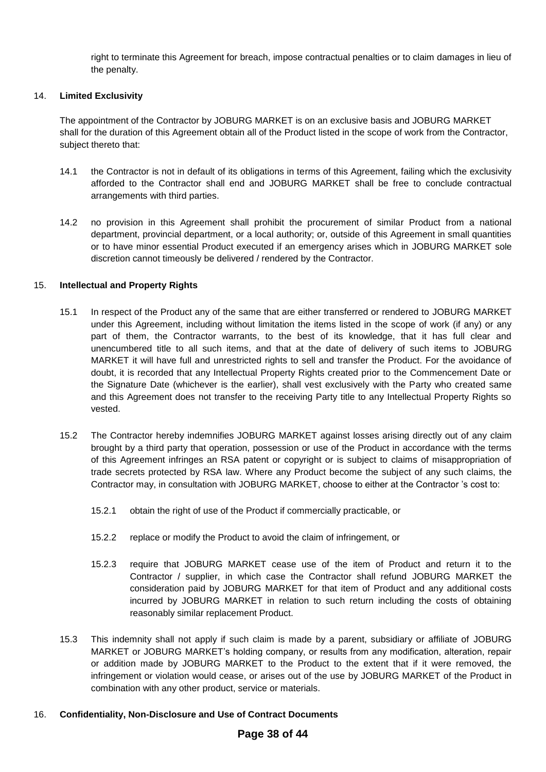right to terminate this Agreement for breach, impose contractual penalties or to claim damages in lieu of the penalty.

14. **Limited Exclusivity**

The appointment of the Contractor by JOBURG MARKET is on an exclusive basis and JOBURG MARKET shall for the duration of this Agreement obtain all of the Product listed in the scope of work from the Contractor, subject thereto that:

14.1 the Contractor is not in default of its obligations in terms of this Agreement, failing which the exclusivity afforded to the Contractor shall end and JOBURG MARKET shall be free to conclude contractual arrangements with third parties.

14.2 no provision in this Agreement shall prohibit the procurement of similar Product from a national department, provincial department, or a local authority; or, outside of this Agreement in small quantities or to have minor essential Product executed if an emergency arises which in JOBURG MARKET sole discretion cannot timeously be delivered / rendered by the Contractor.

15. **Intellectual and Property Rights**

15.1 In respect of the Product any of the same that are either transferred or rendered to JOBURG MARKET under this Agreement, including without limitation the items listed in the scope of work (if any) or any part of them, the Contractor warrants, to the best of its knowledge, that it has full clear and unencumbered title to all such items, and that at the date of delivery of such items to JOBURG MARKET it will have full and unrestricted rights to sell and transfer the Product. For the avoidance of doubt, it is recorded that any Intellectual Property Rights created prior to the Commencement Date or the Signature Date (whichever is the earlier), shall vest exclusively with the Party who created same and this Agreement does not transfer to the receiving Party title to any Intellectual Property Rights so vested.

15.2 The Contractor hereby indemnifies JOBURG MARKET against losses arising directly out of any claim brought by a third party that operation, possession or use of the Product in accordance with the terms of this Agreement infringes an RSA patent or copyright or is subject to claims of misappropriation of trade secrets protected by RSA law. Where any Product become the subject of any such claims, the Contractor may, in consultation with JOBURG MARKET, choose to either at the Contractor 's cost to:

15.2.1 obtain the right of use of the Product if commercially practicable, or

15.2.2 replace or modify the Product to avoid the claim of infringement, or

15.2.3 require that JOBURG MARKET cease use of the item of Product and return it to the Contractor / supplier, in which case the Contractor shall refund JOBURG MARKET the consideration paid by JOBURG MARKET for that item of Product and any additional costs incurred by JOBURG MARKET in relation to such return including the costs of obtaining reasonably similar replacement Product.

15.3 This indemnity shall not apply if such claim is made by a parent, subsidiary or affiliate of JOBURG MARKET or JOBURG MARKET's holding company, or results from any modification, alteration, repair or addition made by JOBURG MARKET to the Product to the extent that if it were removed, the infringement or violation would cease, or arises out of the use by JOBURG MARKET of the Product in combination with any other product, service or materials.

16. **Confidentiality, Non-Disclosure and Use of Contract Documents**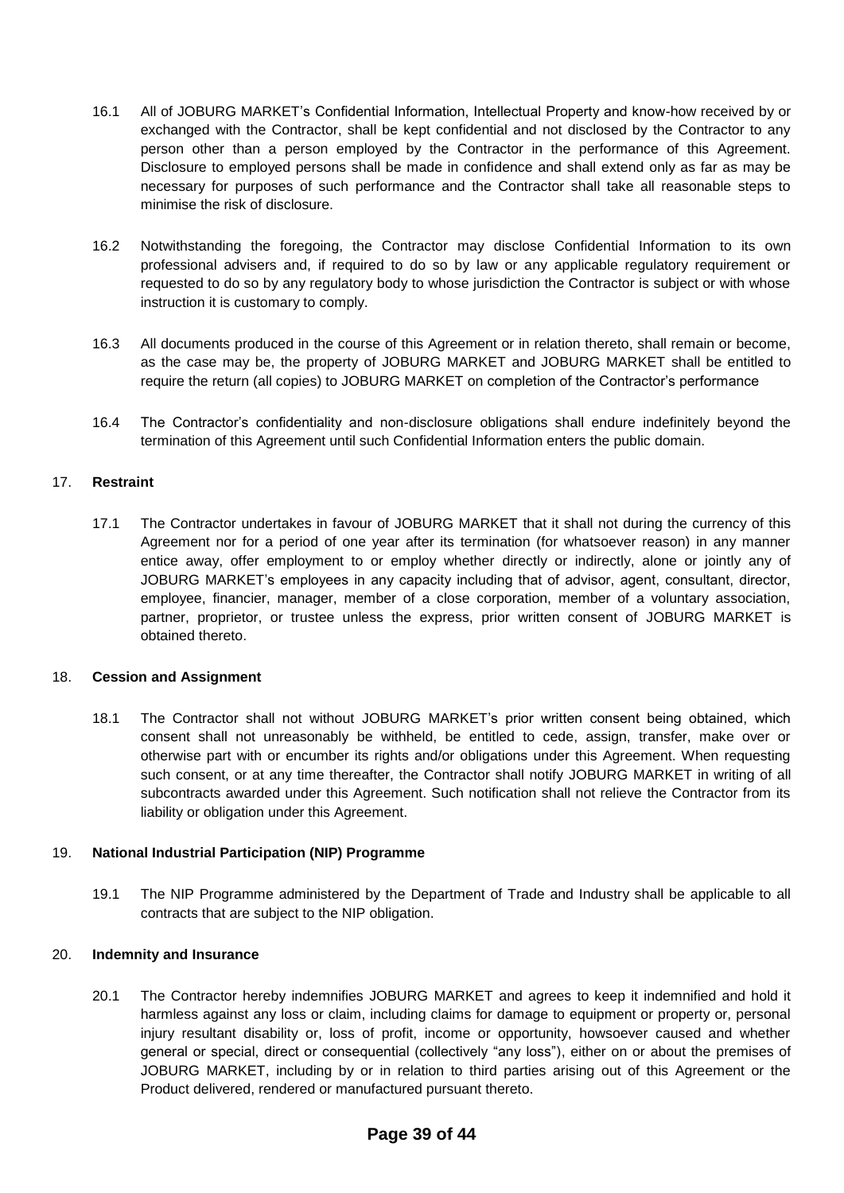16.1 All of JOBURG MARKET's Confidential Information, Intellectual Property and know-how received by or exchanged with the Contractor, shall be kept confidential and not disclosed by the Contractor to any person other than a person employed by the Contractor in the performance of this Agreement. Disclosure to employed persons shall be made in confidence and shall extend only as far as may be necessary for purposes of such performance and the Contractor shall take all reasonable steps to minimise the risk of disclosure.

16.2 Notwithstanding the foregoing, the Contractor may disclose Confidential Information to its own professional advisers and, if required to do so by law or any applicable regulatory requirement or requested to do so by any regulatory body to whose jurisdiction the Contractor is subject or with whose instruction it is customary to comply.

16.3 All documents produced in the course of this Agreement or in relation thereto, shall remain or become, as the case may be, the property of JOBURG MARKET and JOBURG MARKET shall be entitled to require the return (all copies) to JOBURG MARKET on completion of the Contractor's performance

16.4 The Contractor's confidentiality and non-disclosure obligations shall endure indefinitely beyond the termination of this Agreement until such Confidential Information enters the public domain.

17. **Restraint**

17.1 The Contractor undertakes in favour of JOBURG MARKET that it shall not during the currency of this Agreement nor for a period of one year after its termination (for whatsoever reason) in any manner entice away, offer employment to or employ whether directly or indirectly, alone or jointly any of JOBURG MARKET's employees in any capacity including that of advisor, agent, consultant, director, employee, financier, manager, member of a close corporation, member of a voluntary association, partner, proprietor, or trustee unless the express, prior written consent of JOBURG MARKET is obtained thereto.

18. **Cession and Assignment**

18.1 The Contractor shall not without JOBURG MARKET's prior written consent being obtained, which consent shall not unreasonably be withheld, be entitled to cede, assign, transfer, make over or otherwise part with or encumber its rights and/or obligations under this Agreement. When requesting such consent, or at any time thereafter, the Contractor shall notify JOBURG MARKET in writing of all subcontracts awarded under this Agreement. Such notification shall not relieve the Contractor from its liability or obligation under this Agreement.

19. **National Industrial Participation (NIP) Programme**

19.1 The NIP Programme administered by the Department of Trade and Industry shall be applicable to all contracts that are subject to the NIP obligation.

20. **Indemnity and Insurance**

20.1 The Contractor hereby indemnifies JOBURG MARKET and agrees to keep it indemnified and hold it harmless against any loss or claim, including claims for damage to equipment or property or, personal injury resultant disability or, loss of profit, income or opportunity, howsoever caused and whether general or special, direct or consequential (collectively "any loss"), either on or about the premises of JOBURG MARKET, including by or in relation to third parties arising out of this Agreement or the Product delivered, rendered or manufactured pursuant thereto.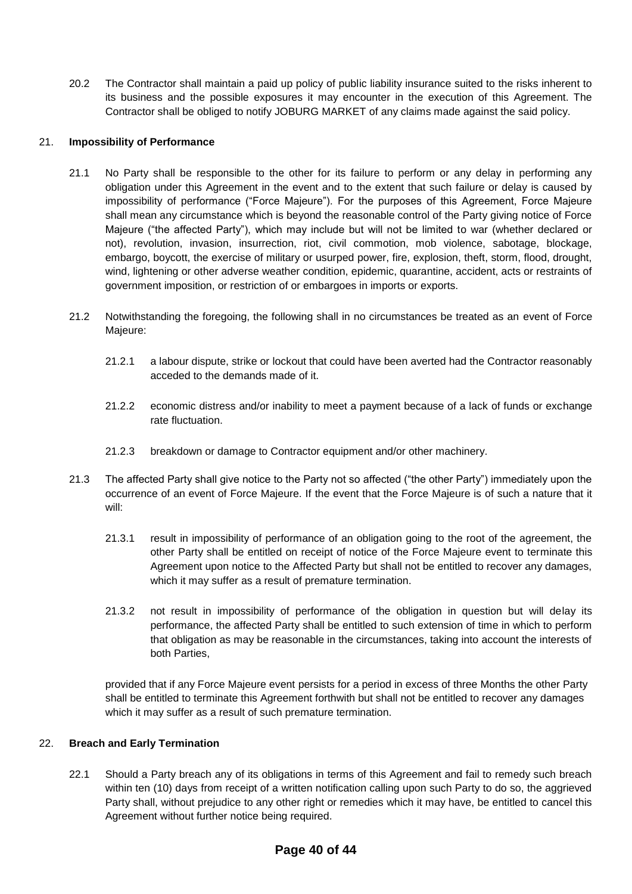20.2 The Contractor shall maintain a paid up policy of public liability insurance suited to the risks inherent to its business and the possible exposures it may encounter in the execution of this Agreement. The Contractor shall be obliged to notify JOBURG MARKET of any claims made against the said policy.

## 21. Impossibility of Performance

21.1 No Party shall be responsible to the other for its failure to perform or any delay in performing any obligation under this Agreement in the event and to the extent that such failure or delay is caused by impossibility of performance ("Force Majeure"). For the purposes of this Agreement, Force Majeure shall mean any circumstance which is beyond the reasonable control of the Party giving notice of Force Majeure ("the affected Party"), which may include but will not be limited to war (whether declared or not), revolution, invasion, insurrection, riot, civil commotion, mob violence, sabotage, blockage, embargo, boycott, the exercise of military or usurped power, fire, explosion, theft, storm, flood, drought, wind, lightening or other adverse weather condition, epidemic, quarantine, accident, acts or restraints of government imposition, or restriction of or embargoes in imports or exports.

21.2 Notwithstanding the foregoing, the following shall in no circumstances be treated as an event of Force Majeure:

21.2.1 a labour dispute, strike or lockout that could have been averted had the Contractor reasonably acceded to the demands made of it.

21.2.2 economic distress and/or inability to meet a payment because of a lack of funds or exchange rate fluctuation.

21.2.3 breakdown or damage to Contractor equipment and/or other machinery.

21.3 The affected Party shall give notice to the Party not so affected ("the other Party") immediately upon the occurrence of an event of Force Majeure. If the event that the Force Majeure is of such a nature that it will:

21.3.1 result in impossibility of performance of an obligation going to the root of the agreement, the other Party shall be entitled on receipt of notice of the Force Majeure event to terminate this Agreement upon notice to the Affected Party but shall not be entitled to recover any damages, which it may suffer as a result of premature termination.

21.3.2 not result in impossibility of performance of the obligation in question but will delay its performance, the affected Party shall be entitled to such extension of time in which to perform that obligation as may be reasonable in the circumstances, taking into account the interests of both Parties,

provided that if any Force Majeure event persists for a period in excess of three Months the other Party shall be entitled to terminate this Agreement forthwith but shall not be entitled to recover any damages which it may suffer as a result of such premature termination.

## 22. Breach and Early Termination

22.1 Should a Party breach any of its obligations in terms of this Agreement and fail to remedy such breach within ten (10) days from receipt of a written notification calling upon such Party to do so, the aggrieved Party shall, without prejudice to any other right or remedies which it may have, be entitled to cancel this Agreement without further notice being required.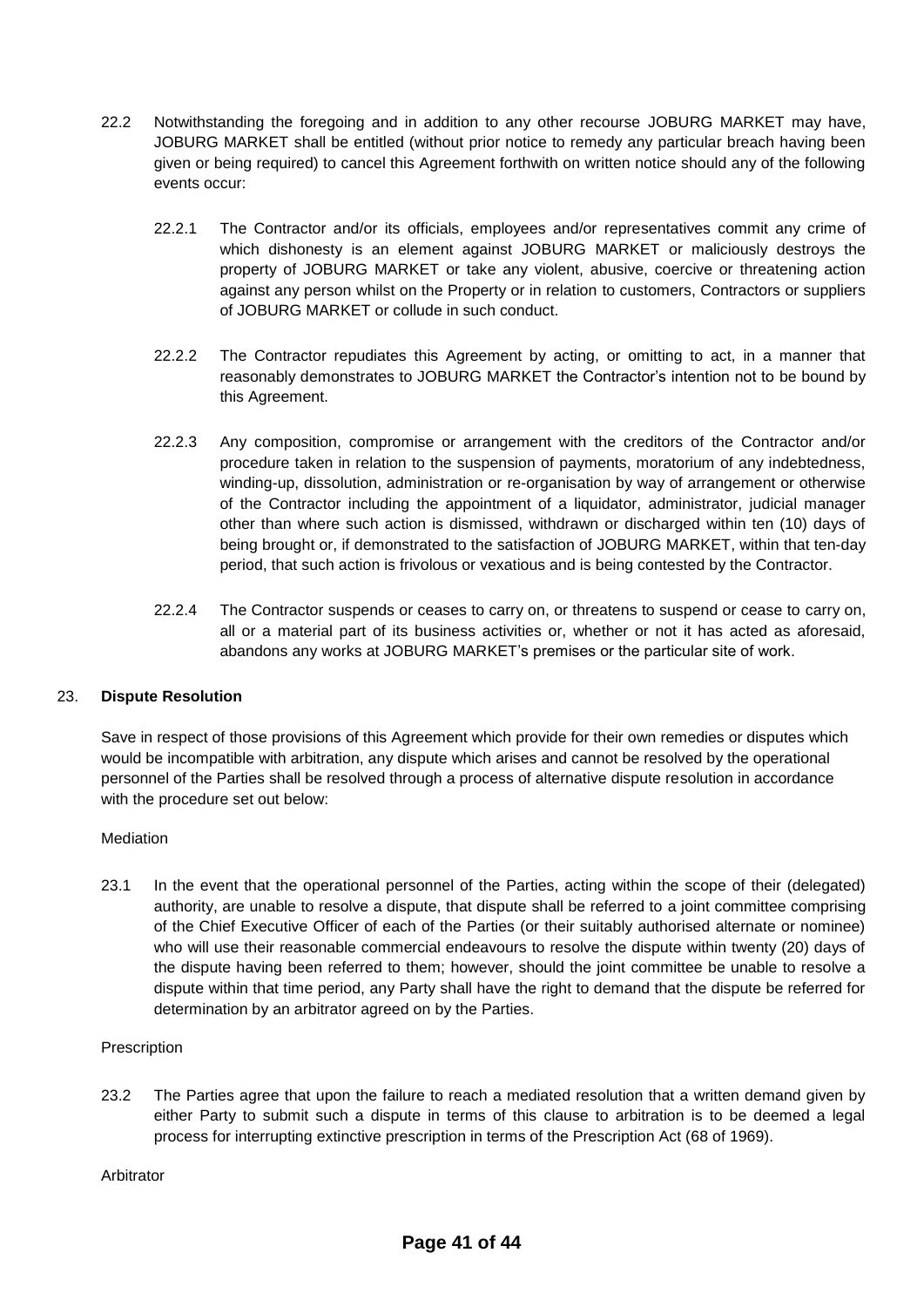22.2 Notwithstanding the foregoing and in addition to any other recourse JOBURG MARKET may have, JOBURG MARKET shall be entitled (without prior notice to remedy any particular breach having been given or being required) to cancel this Agreement forthwith on written notice should any of the following events occur:

22.2.1 The Contractor and/or its officials, employees and/or representatives commit any crime of which dishonesty is an element against JOBURG MARKET or maliciously destroys the property of JOBURG MARKET or take any violent, abusive, coercive or threatening action against any person whilst on the Property or in relation to customers, Contractors or suppliers of JOBURG MARKET or collude in such conduct.

22.2.2 The Contractor repudiates this Agreement by acting, or omitting to act, in a manner that reasonably demonstrates to JOBURG MARKET the Contractor's intention not to be bound by this Agreement.

22.2.3 Any composition, compromise or arrangement with the creditors of the Contractor and/or procedure taken in relation to the suspension of payments, moratorium of any indebtedness, winding-up, dissolution, administration or re-organisation by way of arrangement or otherwise of the Contractor including the appointment of a liquidator, administrator, judicial manager other than where such action is dismissed, withdrawn or discharged within ten (10) days of being brought or, if demonstrated to the satisfaction of JOBURG MARKET, within that ten-day period, that such action is frivolous or vexatious and is being contested by the Contractor.

22.2.4 The Contractor suspends or ceases to carry on, or threatens to suspend or cease to carry on, all or a material part of its business activities or, whether or not it has acted as aforesaid, abandons any works at JOBURG MARKET's premises or the particular site of work.

## 23. Dispute Resolution

Save in respect of those provisions of this Agreement which provide for their own remedies or disputes which would be incompatible with arbitration, any dispute which arises and cannot be resolved by the operational personnel of the Parties shall be resolved through a process of alternative dispute resolution in accordance with the procedure set out below:

Mediation

23.1 In the event that the operational personnel of the Parties, acting within the scope of their (delegated) authority, are unable to resolve a dispute, that dispute shall be referred to a joint committee comprising of the Chief Executive Officer of each of the Parties (or their suitably authorised alternate or nominee) who will use their reasonable commercial endeavours to resolve the dispute within twenty (20) days of the dispute having been referred to them; however, should the joint committee be unable to resolve a dispute within that time period, any Party shall have the right to demand that the dispute be referred for determination by an arbitrator agreed on by the Parties.

Prescription

23.2 The Parties agree that upon the failure to reach a mediated resolution that a written demand given by either Party to submit such a dispute in terms of this clause to arbitration is to be deemed a legal process for interrupting extinctive prescription in terms of the Prescription Act (68 of 1969).

Arbitrator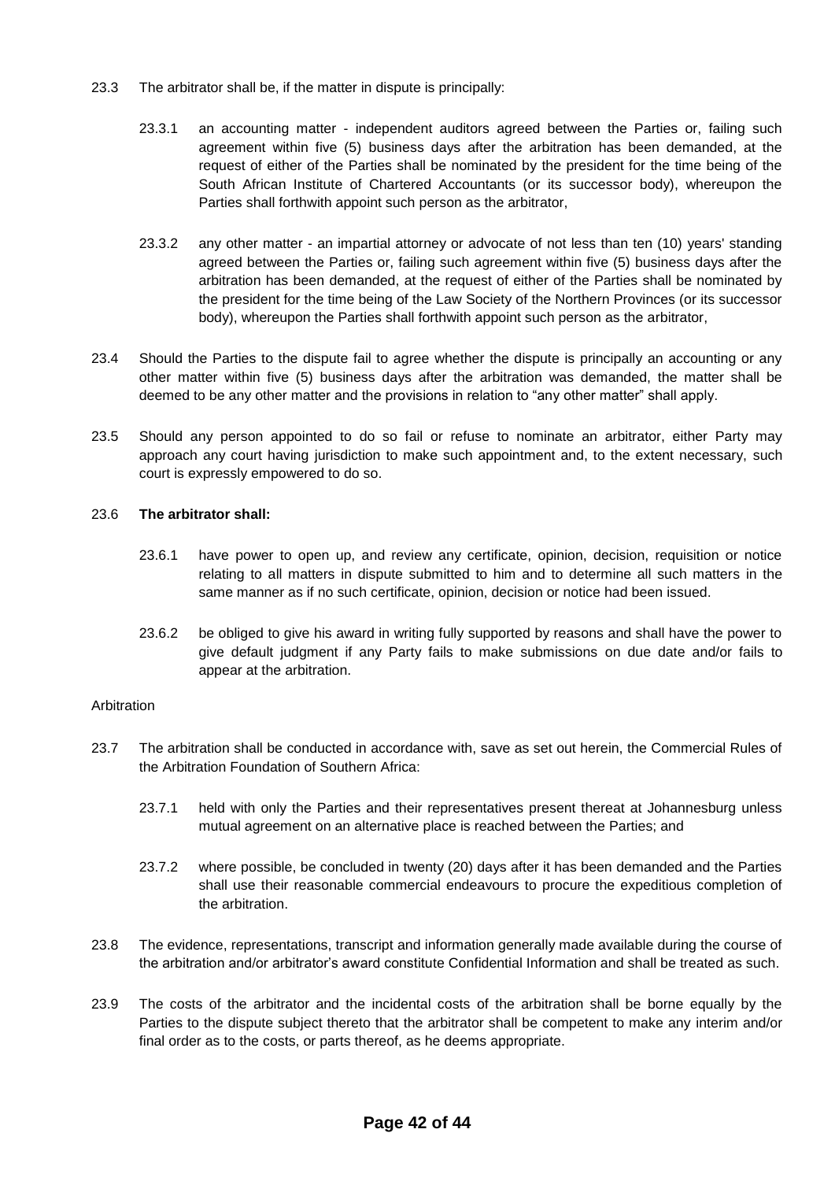23.3 The arbitrator shall be, if the matter in dispute is principally:

23.3.1 an accounting matter - independent auditors agreed between the Parties or, failing such agreement within five (5) business days after the arbitration has been demanded, at the request of either of the Parties shall be nominated by the president for the time being of the South African Institute of Chartered Accountants (or its successor body), whereupon the Parties shall forthwith appoint such person as the arbitrator,

23.3.2 any other matter - an impartial attorney or advocate of not less than ten (10) years' standing agreed between the Parties or, failing such agreement within five (5) business days after the arbitration has been demanded, at the request of either of the Parties shall be nominated by the president for the time being of the Law Society of the Northern Provinces (or its successor body), whereupon the Parties shall forthwith appoint such person as the arbitrator,

23.4 Should the Parties to the dispute fail to agree whether the dispute is principally an accounting or any other matter within five (5) business days after the arbitration was demanded, the matter shall be deemed to be any other matter and the provisions in relation to "any other matter" shall apply.

23.5 Should any person appointed to do so fail or refuse to nominate an arbitrator, either Party may approach any court having jurisdiction to make such appointment and, to the extent necessary, such court is expressly empowered to do so.

23.6 **The arbitrator shall:**

23.6.1 have power to open up, and review any certificate, opinion, decision, requisition or notice relating to all matters in dispute submitted to him and to determine all such matters in the same manner as if no such certificate, opinion, decision or notice had been issued.

23.6.2 be obliged to give his award in writing fully supported by reasons and shall have the power to give default judgment if any Party fails to make submissions on due date and/or fails to appear at the arbitration.

Arbitration

23.7 The arbitration shall be conducted in accordance with, save as set out herein, the Commercial Rules of the Arbitration Foundation of Southern Africa:

23.7.1 held with only the Parties and their representatives present thereat at Johannesburg unless mutual agreement on an alternative place is reached between the Parties; and

23.7.2 where possible, be concluded in twenty (20) days after it has been demanded and the Parties shall use their reasonable commercial endeavours to procure the expeditious completion of the arbitration.

23.8 The evidence, representations, transcript and information generally made available during the course of the arbitration and/or arbitrator's award constitute Confidential Information and shall be treated as such.

23.9 The costs of the arbitrator and the incidental costs of the arbitration shall be borne equally by the Parties to the dispute subject thereto that the arbitrator shall be competent to make any interim and/or final order as to the costs, or parts thereof, as he deems appropriate.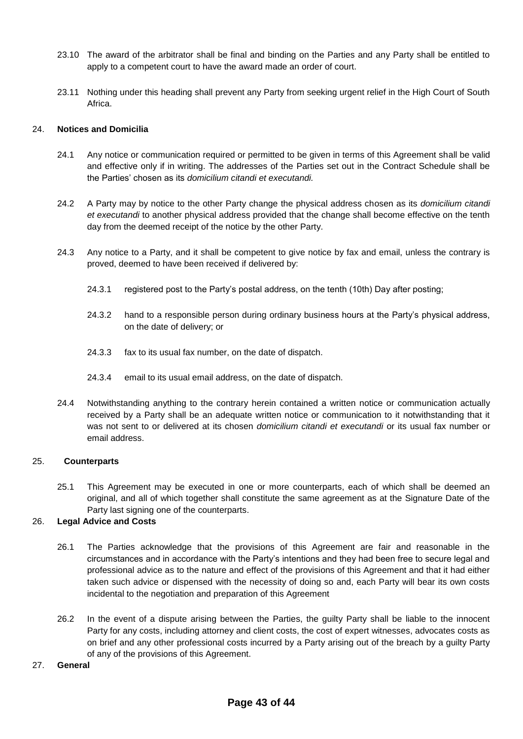23.10 The award of the arbitrator shall be final and binding on the Parties and any Party shall be entitled to apply to a competent court to have the award made an order of court.

23.11 Nothing under this heading shall prevent any Party from seeking urgent relief in the High Court of South Africa.

24. **Notices and Domicilia**

24.1 Any notice or communication required or permitted to be given in terms of this Agreement shall be valid and effective only if in writing. The addresses of the Parties set out in the Contract Schedule shall be the Parties' chosen as its *domicilium citandi et executandi.*

24.2 A Party may by notice to the other Party change the physical address chosen as its *domicilium citandi et executandi* to another physical address provided that the change shall become effective on the tenth day from the deemed receipt of the notice by the other Party.

24.3 Any notice to a Party, and it shall be competent to give notice by fax and email, unless the contrary is proved, deemed to have been received if delivered by:

24.3.1 registered post to the Party's postal address, on the tenth (10th) Day after posting;

24.3.2 hand to a responsible person during ordinary business hours at the Party's physical address, on the date of delivery; or

24.3.3 fax to its usual fax number, on the date of dispatch.

24.3.4 email to its usual email address, on the date of dispatch.

24.4 Notwithstanding anything to the contrary herein contained a written notice or communication actually received by a Party shall be an adequate written notice or communication to it notwithstanding that it was not sent to or delivered at its chosen *domicilium citandi et executandi* or its usual fax number or email address.

25. **Counterparts**

25.1 This Agreement may be executed in one or more counterparts, each of which shall be deemed an original, and all of which together shall constitute the same agreement as at the Signature Date of the Party last signing one of the counterparts.

26. **Legal Advice and Costs**

26.1 The Parties acknowledge that the provisions of this Agreement are fair and reasonable in the circumstances and in accordance with the Party's intentions and they had been free to secure legal and professional advice as to the nature and effect of the provisions of this Agreement and that it had either taken such advice or dispensed with the necessity of doing so and, each Party will bear its own costs incidental to the negotiation and preparation of this Agreement

26.2 In the event of a dispute arising between the Parties, the guilty Party shall be liable to the innocent Party for any costs, including attorney and client costs, the cost of expert witnesses, advocates costs as on brief and any other professional costs incurred by a Party arising out of the breach by a guilty Party of any of the provisions of this Agreement.

27. **General**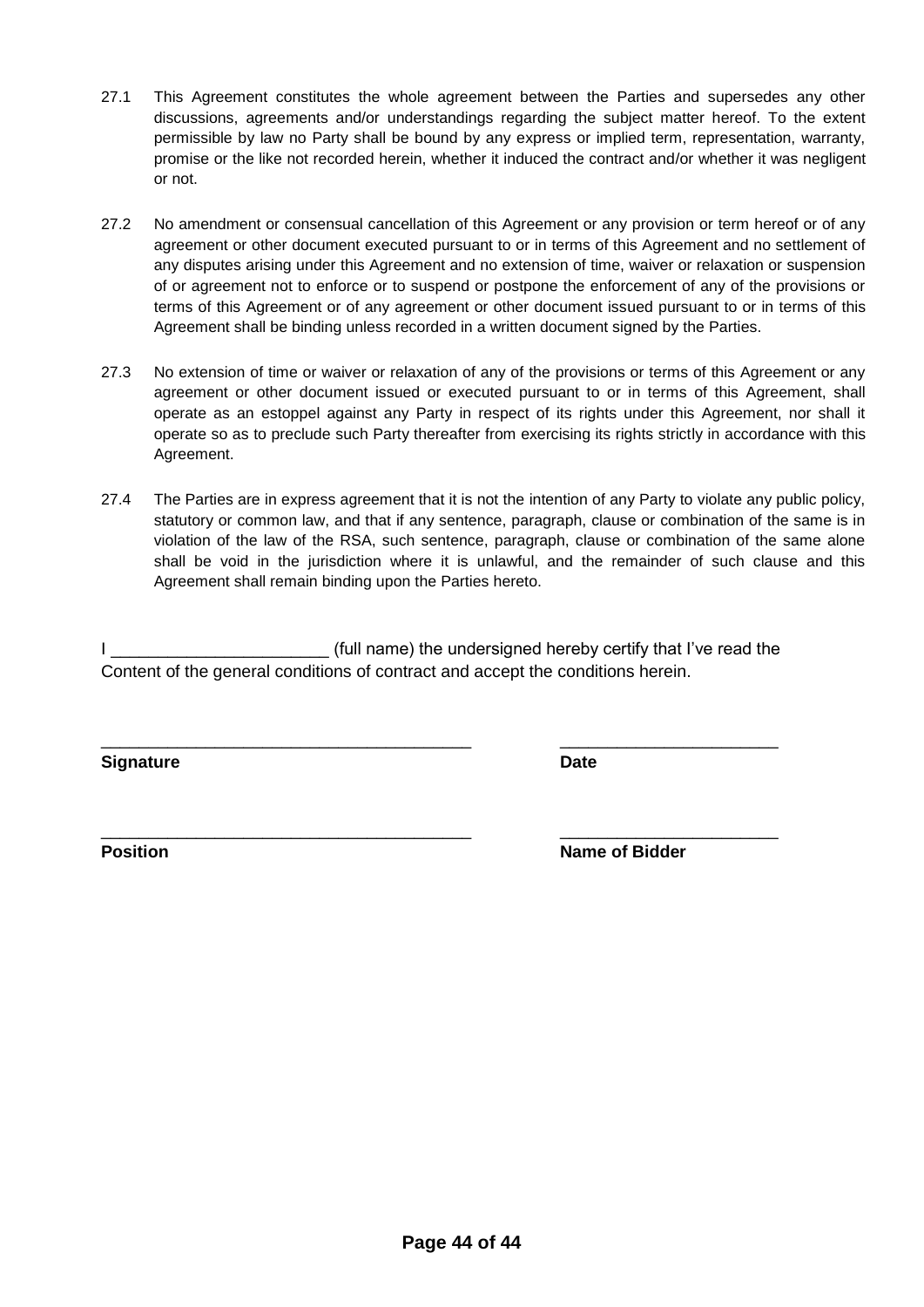27.1 This Agreement constitutes the whole agreement between the Parties and supersedes any other discussions, agreements and/or understandings regarding the subject matter hereof. To the extent permissible by law no Party shall be bound by any express or implied term, representation, warranty, promise or the like not recorded herein, whether it induced the contract and/or whether it was negligent or not.

27.2 No amendment or consensual cancellation of this Agreement or any provision or term hereof or of any agreement or other document executed pursuant to or in terms of this Agreement and no settlement of any disputes arising under this Agreement and no extension of time, waiver or relaxation or suspension of or agreement not to enforce or to suspend or postpone the enforcement of any of the provisions or terms of this Agreement or of any agreement or other document issued pursuant to or in terms of this Agreement shall be binding unless recorded in a written document signed by the Parties.

27.3 No extension of time or waiver or relaxation of any of the provisions or terms of this Agreement or any agreement or other document issued or executed pursuant to or in terms of this Agreement, shall operate as an estoppel against any Party in respect of its rights under this Agreement, nor shall it operate so as to preclude such Party thereafter from exercising its rights strictly in accordance with this Agreement.

27.4 The Parties are in express agreement that it is not the intention of any Party to violate any public policy, statutory or common law, and that if any sentence, paragraph, clause or combination of the same is in violation of the law of the RSA, such sentence, paragraph, clause or combination of the same alone shall be void in the jurisdiction where it is unlawful, and the remainder of such clause and this Agreement shall remain binding upon the Parties hereto.

I _______________________ (full name) the undersigned hereby certify that I've read the Content of the general conditions of contract and accept the conditions herein.

_______________________________________ _______________________

**Signature** **Date**

_______________________________________ _______________________

**Position** **Name of Bidder**